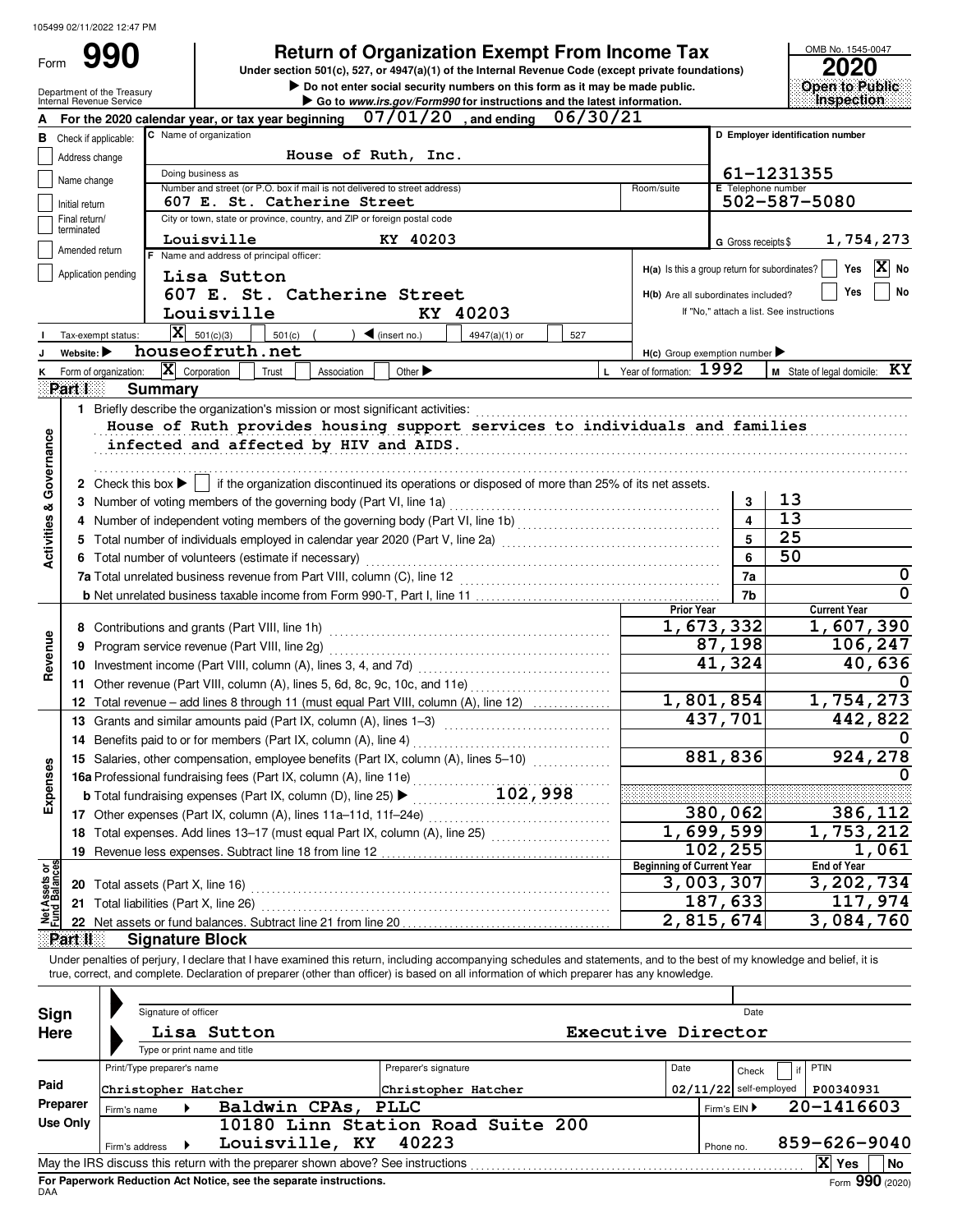105499 02/11/2022 12:47 PM

# Form 990 — Return of Organization Exempt From Income Tax

Under section 501(c), 527, or 4947(a)(1) of the Internal Revenue Code (except private foundations)

▶ Do not enter social security numbers on this form as it may be made public.

▶ Go to *www.irs.gov/Form990* for instructions and the latest information.

Department of the Treasury Internal Revenue Service

OMB No. 1545-0047 | **2020** | Open to Public Inspection

**A** For the 2020 calendar year, or tax year beginning 07/01/20, and ending 06/30/21

**B** Check if applicable: Address change, Name change, Initial return, Final return/terminated, Amended return, Application pending

**C** Name of organization: House of Ruth, Inc.

Doing business as:

Number and street (or P.O. box if mail is not delivered to street address): 607 E. St. Catherine Street — Room/suite:

City or town, state or province, country, and ZIP or foreign postal code: Louisville KY 40203

**D** Employer identification number: 61-1231355

**E** Telephone number: 502-587-5080

**G** Gross receipts $ 1,754,273

**F** Name and address of principal officer: Lisa Sutton, 607 E. St. Catherine Street, Louisville KY 40203

**H(a)** Is this a group return for subordinates? Yes [ ] No [X]

**H(b)** Are all subordinates included? Yes [ ] No [ ] If "No," attach a list. See instructions

**I** Tax-exempt status: [X] 501(c)(3) [ ] 501(c) ( ) ◀ (insert no.) [ ] 4947(a)(1) or [ ] 527

**J** Website: ▶ houseofruth.net

**H(c)** Group exemption number ▶

**K** Form of organization: [X] Corporation [ ] Trust [ ] Association [ ] Other ▶

**L** Year of formation: 1992 **M** State of legal domicile: KY

## Part I Summary

**Activities & Governance**

1 Briefly describe the organization's mission or most significant activities:
House of Ruth provides housing support services to individuals and families infected and affected by HIV and AIDS.

2 Check this box ▶ [ ] if the organization discontinued its operations or disposed of more than 25% of its net assets.

| Line | Description | | Value |
|---|---|---|---|
| 3 | Number of voting members of the governing body (Part VI, line 1a) | 3 | 13 |
| 4 | Number of independent voting members of the governing body (Part VI, line 1b) | 4 | 13 |
| 5 | Total number of individuals employed in calendar year 2020 (Part V, line 2a) | 5 | 25 |
| 6 | Total number of volunteers (estimate if necessary) | 6 | 50 |
| 7a | Total unrelated business revenue from Part VIII, column (C), line 12 | 7a | 0 |
| 7b | Net unrelated business taxable income from Form 990-T, Part I, line 11 | 7b | 0 |

| Line | Description | Prior Year | Current Year |
|---|---|---|---|
| **Revenue** | | | |
| 8 | Contributions and grants (Part VIII, line 1h) | 1,673,332 | 1,607,390 |
| 9 | Program service revenue (Part VIII, line 2g) | 87,198 | 106,247 |
| 10 | Investment income (Part VIII, column (A), lines 3, 4, and 7d) | 41,324 | 40,636 |
| 11 | Other revenue (Part VIII, column (A), lines 5, 6d, 8c, 9c, 10c, and 11e) | | 0 |
| 12 | Total revenue – add lines 8 through 11 (must equal Part VIII, column (A), line 12) | 1,801,854 | 1,754,273 |
| **Expenses** | | | |
| 13 | Grants and similar amounts paid (Part IX, column (A), lines 1–3) | 437,701 | 442,822 |
| 14 | Benefits paid to or for members (Part IX, column (A), line 4) | | 0 |
| 15 | Salaries, other compensation, employee benefits (Part IX, column (A), lines 5–10) | 881,836 | 924,278 |
| 16a | Professional fundraising fees (Part IX, column (A), line 11e) | | 0 |
| 16b | Total fundraising expenses (Part IX, column (D), line 25) ▶ 102,998 | | |
| 17 | Other expenses (Part IX, column (A), lines 11a–11d, 11f–24e) | 380,062 | 386,112 |
| 18 | Total expenses. Add lines 13–17 (must equal Part IX, column (A), line 25) | 1,699,599 | 1,753,212 |
| 19 | Revenue less expenses. Subtract line 18 from line 12 | 102,255 | 1,061 |

| Line | Net Assets or Fund Balances | Beginning of Current Year | End of Year |
|---|---|---|---|
| 20 | Total assets (Part X, line 16) | 3,003,307 | 3,202,734 |
| 21 | Total liabilities (Part X, line 26) | 187,633 | 117,974 |
| 22 | Net assets or fund balances. Subtract line 21 from line 20 | 2,815,674 | 3,084,760 |

## Part II Signature Block

Under penalties of perjury, I declare that I have examined this return, including accompanying schedules and statements, and to the best of my knowledge and belief, it is true, correct, and complete. Declaration of preparer (other than officer) is based on all information of which preparer has any knowledge.

**Sign Here**

Signature of officer — Date

Lisa Sutton — Executive Director

Type or print name and title

**Paid Preparer Use Only**

| Print/Type preparer's name | Preparer's signature | Date | Check [ ] if self-employed | PTIN |
|---|---|---|---|---|
| Christopher Hatcher | Christopher Hatcher | 02/11/22 | | P00340931 |

Firm's name ▶ Baldwin CPAs, PLLC — Firm's EIN ▶ 20-1416603

Firm's address ▶ 10180 Linn Station Road Suite 200, Louisville, KY 40223 — Phone no. 859-626-9040

May the IRS discuss this return with the preparer shown above? See instructions [X] Yes [ ] No

**For Paperwork Reduction Act Notice, see the separate instructions.**

DAA — Form **990** (2020)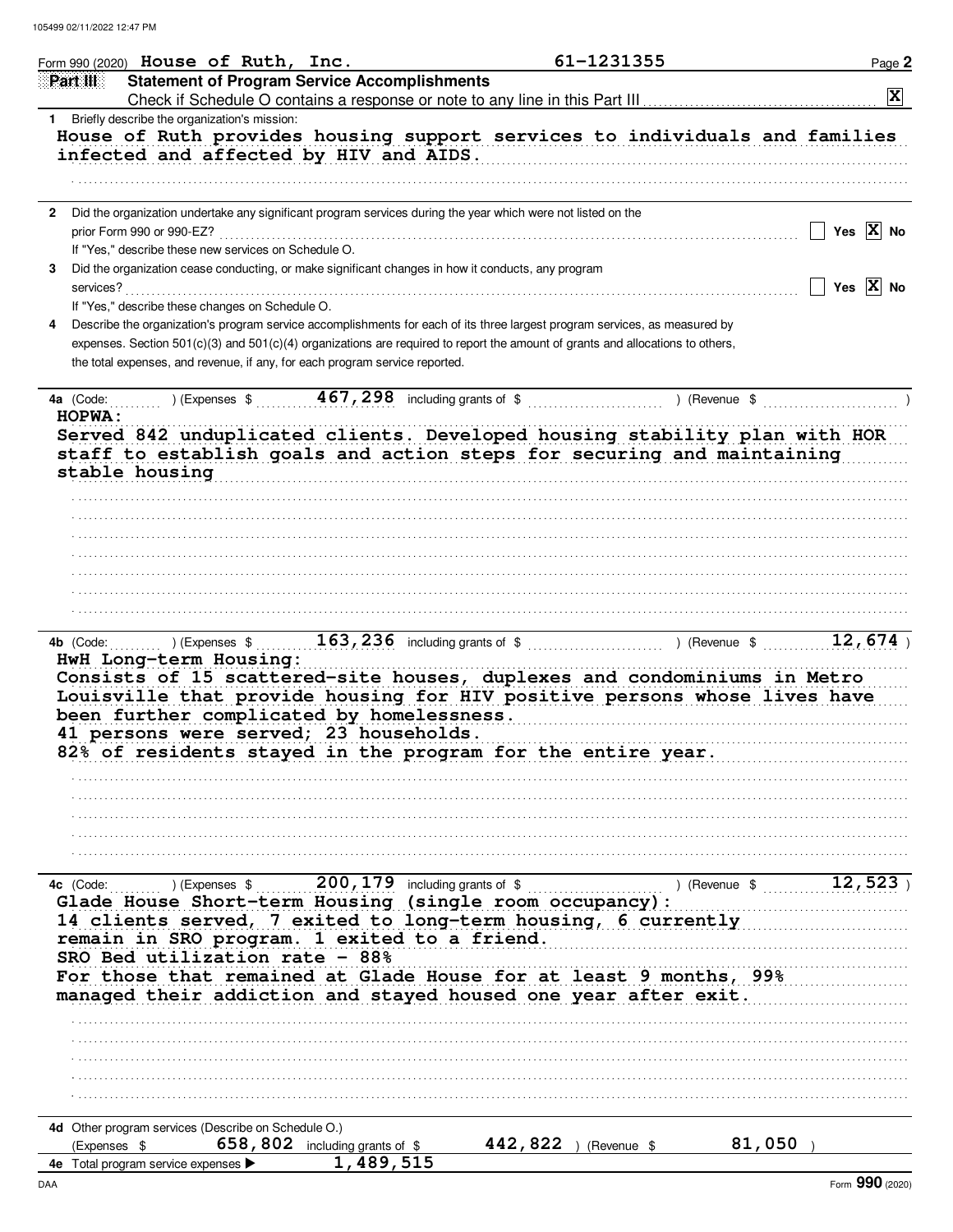Form 990 (2020) House of Ruth, Inc. 61-1231355

## Part III Statement of Program Service Accomplishments

Check if Schedule O contains a response or note to any line in this Part III ☒

**1** Briefly describe the organization's mission:

House of Ruth provides housing support services to individuals and families infected and affected by HIV and AIDS.

**2** Did the organization undertake any significant program services during the year which were not listed on the prior Form 990 or 990-EZ? ☐ Yes ☒ No

If "Yes," describe these new services on Schedule O.

**3** Did the organization cease conducting, or make significant changes in how it conducts, any program services? ☐ Yes ☒ No

If "Yes," describe these changes on Schedule O.

**4** Describe the organization's program service accomplishments for each of its three largest program services, as measured by expenses. Section 501(c)(3) and 501(c)(4) organizations are required to report the amount of grants and allocations to others, the total expenses, and revenue, if any, for each program service reported.

**4a** (Code: ) (Expenses $ 467,298 including grants of $ ) (Revenue $ )

HOPWA:
Served 842 unduplicated clients. Developed housing stability plan with HOR staff to establish goals and action steps for securing and maintaining stable housing

**4b** (Code: ) (Expenses $ 163,236 including grants of $ ) (Revenue $ 12,674 )

HwH Long-term Housing:
Consists of 15 scattered-site houses, duplexes and condominiums in Metro Louisville that provide housing for HIV positive persons whose lives have been further complicated by homelessness.
41 persons were served; 23 households.
82% of residents stayed in the program for the entire year.

**4c** (Code: ) (Expenses $ 200,179 including grants of $ ) (Revenue $ 12,523 )

Glade House Short-term Housing (single room occupancy):
14 clients served, 7 exited to long-term housing, 6 currently remain in SRO program. 1 exited to a friend.
SRO Bed utilization rate - 88%
For those that remained at Glade House for at least 9 months, 99% managed their addiction and stayed housed one year after exit.

**4d** Other program services (Describe on Schedule O.)
(Expenses $ 658,802 including grants of $ 442,822 ) (Revenue $ 81,050 )

**4e** Total program service expenses ▶ 1,489,515

Form **990** (2020)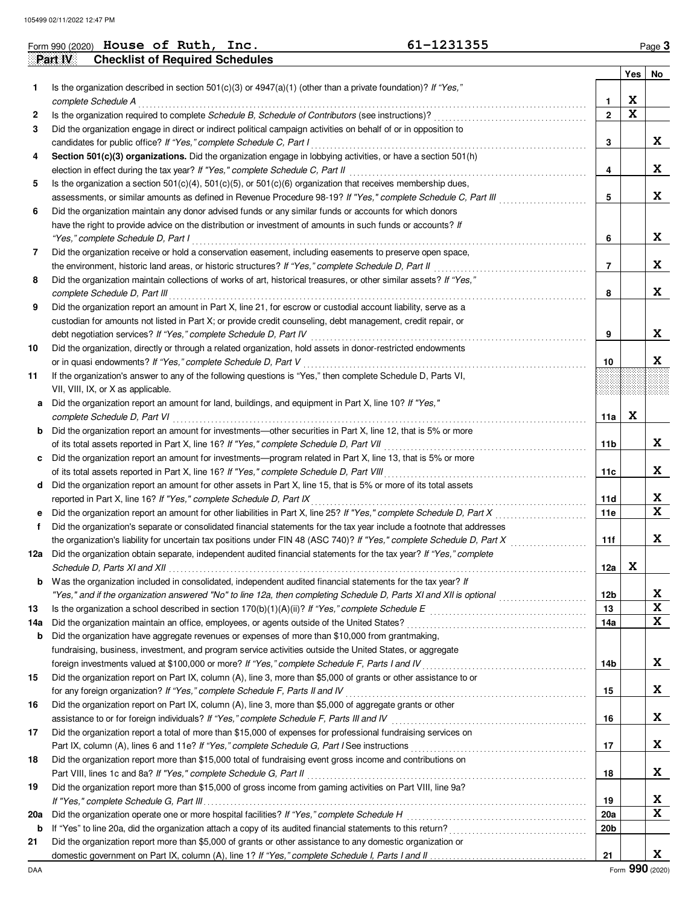Form 990 (2020) **House of Ruth, Inc.** **61-1231355** Page 3

## Part IV Checklist of Required Schedules

| | | | Yes | No |
|---|---|---|---|---|
| 1 | Is the organization described in section 501(c)(3) or 4947(a)(1) (other than a private foundation)? *If "Yes," complete Schedule A* | 1 | X | |
| 2 | Is the organization required to complete *Schedule B, Schedule of Contributors* (see instructions)? | 2 | X | |
| 3 | Did the organization engage in direct or indirect political campaign activities on behalf of or in opposition to candidates for public office? *If "Yes," complete Schedule C, Part I* | 3 | | X |
| 4 | **Section 501(c)(3) organizations.** Did the organization engage in lobbying activities, or have a section 501(h) election in effect during the tax year? *If "Yes," complete Schedule C, Part II* | 4 | | X |
| 5 | Is the organization a section 501(c)(4), 501(c)(5), or 501(c)(6) organization that receives membership dues, assessments, or similar amounts as defined in Revenue Procedure 98-19? *If "Yes," complete Schedule C, Part III* | 5 | | X |
| 6 | Did the organization maintain any donor advised funds or any similar funds or accounts for which donors have the right to provide advice on the distribution or investment of amounts in such funds or accounts? *If "Yes," complete Schedule D, Part I* | 6 | | X |
| 7 | Did the organization receive or hold a conservation easement, including easements to preserve open space, the environment, historic land areas, or historic structures? *If "Yes," complete Schedule D, Part II* | 7 | | X |
| 8 | Did the organization maintain collections of works of art, historical treasures, or other similar assets? *If "Yes," complete Schedule D, Part III* | 8 | | X |
| 9 | Did the organization report an amount in Part X, line 21, for escrow or custodial account liability, serve as a custodian for amounts not listed in Part X; or provide credit counseling, debt management, credit repair, or debt negotiation services? *If "Yes," complete Schedule D, Part IV* | 9 | | X |
| 10 | Did the organization, directly or through a related organization, hold assets in donor-restricted endowments or in quasi endowments? *If "Yes," complete Schedule D, Part V* | 10 | | X |
| 11 | If the organization's answer to any of the following questions is "Yes," then complete Schedule D, Parts VI, VII, VIII, IX, or X as applicable. | | | |
| a | Did the organization report an amount for land, buildings, and equipment in Part X, line 10? *If "Yes," complete Schedule D, Part VI* | 11a | X | |
| b | Did the organization report an amount for investments—other securities in Part X, line 12, that is 5% or more of its total assets reported in Part X, line 16? *If "Yes," complete Schedule D, Part VII* | 11b | | X |
| c | Did the organization report an amount for investments—program related in Part X, line 13, that is 5% or more of its total assets reported in Part X, line 16? *If "Yes," complete Schedule D, Part VIII* | 11c | | X |
| d | Did the organization report an amount for other assets in Part X, line 15, that is 5% or more of its total assets reported in Part X, line 16? *If "Yes," complete Schedule D, Part IX* | 11d | | X |
| e | Did the organization report an amount for other liabilities in Part X, line 25? *If "Yes," complete Schedule D, Part X* | 11e | | X |
| f | Did the organization's separate or consolidated financial statements for the tax year include a footnote that addresses the organization's liability for uncertain tax positions under FIN 48 (ASC 740)? *If "Yes," complete Schedule D, Part X* | 11f | | X |
| 12a | Did the organization obtain separate, independent audited financial statements for the tax year? *If "Yes," complete Schedule D, Parts XI and XII* | 12a | X | |
| b | Was the organization included in consolidated, independent audited financial statements for the tax year? *If "Yes," and if the organization answered "No" to line 12a, then completing Schedule D, Parts XI and XII is optional* | 12b | | X |
| 13 | Is the organization a school described in section 170(b)(1)(A)(ii)? *If "Yes," complete Schedule E* | 13 | | X |
| 14a | Did the organization maintain an office, employees, or agents outside of the United States? | 14a | | X |
| b | Did the organization have aggregate revenues or expenses of more than $10,000 from grantmaking, fundraising, business, investment, and program service activities outside the United States, or aggregate foreign investments valued at $100,000 or more? *If "Yes," complete Schedule F, Parts I and IV* | 14b | | X |
| 15 | Did the organization report on Part IX, column (A), line 3, more than $5,000 of grants or other assistance to or for any foreign organization? *If "Yes," complete Schedule F, Parts II and IV* | 15 | | X |
| 16 | Did the organization report on Part IX, column (A), line 3, more than $5,000 of aggregate grants or other assistance to or for foreign individuals? *If "Yes," complete Schedule F, Parts III and IV* | 16 | | X |
| 17 | Did the organization report a total of more than $15,000 of expenses for professional fundraising services on Part IX, column (A), lines 6 and 11e? *If "Yes," complete Schedule G, Part I* See instructions | 17 | | X |
| 18 | Did the organization report more than $15,000 total of fundraising event gross income and contributions on Part VIII, lines 1c and 8a? *If "Yes," complete Schedule G, Part II* | 18 | | X |
| 19 | Did the organization report more than $15,000 of gross income from gaming activities on Part VIII, line 9a? *If "Yes," complete Schedule G, Part III* | 19 | | X |
| 20a | Did the organization operate one or more hospital facilities? *If "Yes," complete Schedule H* | 20a | | X |
| b | If "Yes" to line 20a, did the organization attach a copy of its audited financial statements to this return? | 20b | | |
| 21 | Did the organization report more than $5,000 of grants or other assistance to any domestic organization or domestic government on Part IX, column (A), line 1? *If "Yes," complete Schedule I, Parts I and II* | 21 | | X |

Form **990** (2020)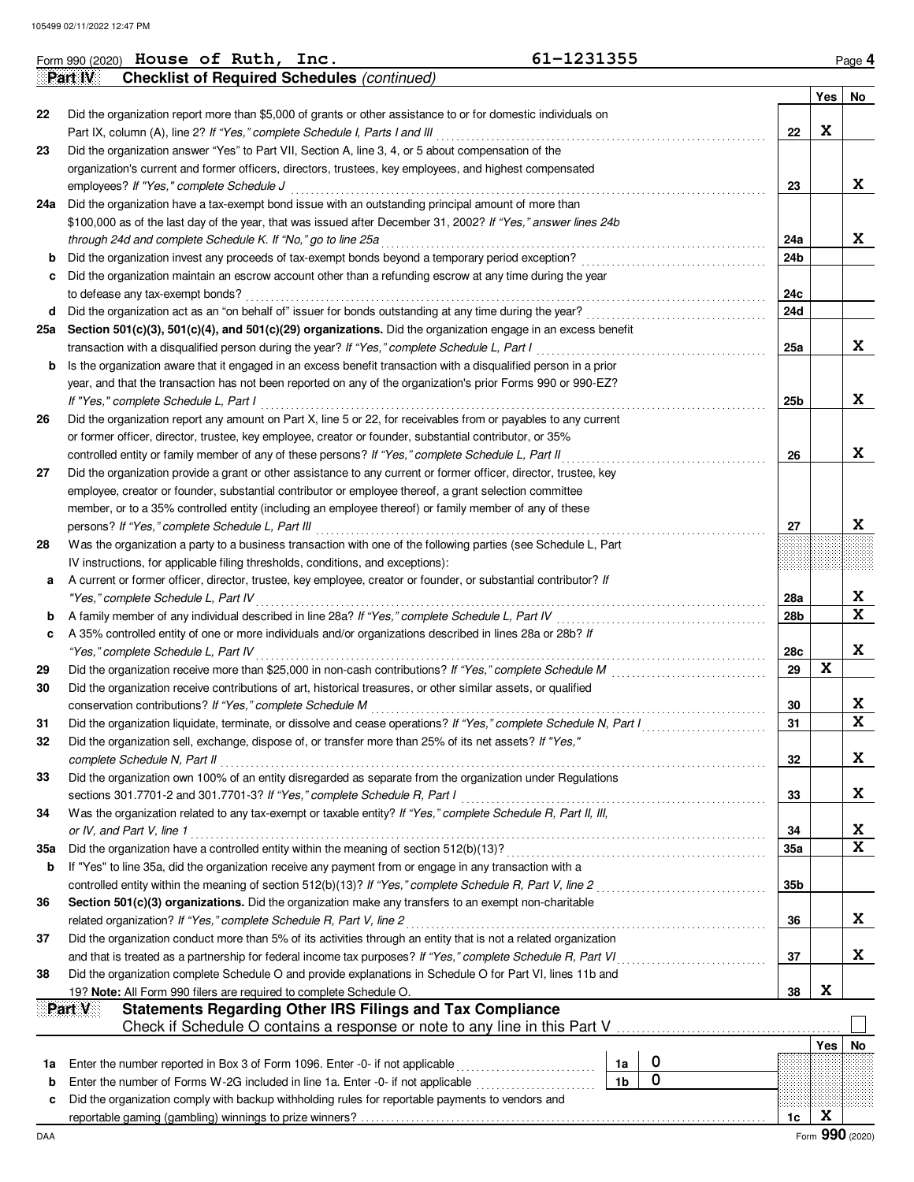Form 990 (2020) **House of Ruth, Inc.** 61-1231355

## Part IV Checklist of Required Schedules *(continued)*

| | | | Yes | No |
|---|---|---|---|---|
| 22 | Did the organization report more than $5,000 of grants or other assistance to or for domestic individuals on Part IX, column (A), line 2? *If "Yes," complete Schedule I, Parts I and III* | 22 | X | |
| 23 | Did the organization answer "Yes" to Part VII, Section A, line 3, 4, or 5 about compensation of the organization's current and former officers, directors, trustees, key employees, and highest compensated employees? *If "Yes," complete Schedule J* | 23 | | X |
| 24a | Did the organization have a tax-exempt bond issue with an outstanding principal amount of more than $100,000 as of the last day of the year, that was issued after December 31, 2002? *If "Yes," answer lines 24b through 24d and complete Schedule K. If "No," go to line 25a* | 24a | | X |
| b | Did the organization invest any proceeds of tax-exempt bonds beyond a temporary period exception? | 24b | | |
| c | Did the organization maintain an escrow account other than a refunding escrow at any time during the year to defease any tax-exempt bonds? | 24c | | |
| d | Did the organization act as an "on behalf of" issuer for bonds outstanding at any time during the year? | 24d | | |
| 25a | **Section 501(c)(3), 501(c)(4), and 501(c)(29) organizations.** Did the organization engage in an excess benefit transaction with a disqualified person during the year? *If "Yes," complete Schedule L, Part I* | 25a | | X |
| b | Is the organization aware that it engaged in an excess benefit transaction with a disqualified person in a prior year, and that the transaction has not been reported on any of the organization's prior Forms 990 or 990-EZ? *If "Yes," complete Schedule L, Part I* | 25b | | X |
| 26 | Did the organization report any amount on Part X, line 5 or 22, for receivables from or payables to any current or former officer, director, trustee, key employee, creator or founder, substantial contributor, or 35% controlled entity or family member of any of these persons? *If "Yes," complete Schedule L, Part II* | 26 | | X |
| 27 | Did the organization provide a grant or other assistance to any current or former officer, director, trustee, key employee, creator or founder, substantial contributor or employee thereof, a grant selection committee member, or to a 35% controlled entity (including an employee thereof) or family member of any of these persons? *If "Yes," complete Schedule L, Part III* | 27 | | X |
| 28 | Was the organization a party to a business transaction with one of the following parties (see Schedule L, Part IV instructions, for applicable filing thresholds, conditions, and exceptions): | | | |
| a | A current or former officer, director, trustee, key employee, creator or founder, or substantial contributor? *If "Yes," complete Schedule L, Part IV* | 28a | | X |
| b | A family member of any individual described in line 28a? *If "Yes," complete Schedule L, Part IV* | 28b | | X |
| c | A 35% controlled entity of one or more individuals and/or organizations described in lines 28a or 28b? *If "Yes," complete Schedule L, Part IV* | 28c | | X |
| 29 | Did the organization receive more than $25,000 in non-cash contributions? *If "Yes," complete Schedule M* | 29 | X | |
| 30 | Did the organization receive contributions of art, historical treasures, or other similar assets, or qualified conservation contributions? *If "Yes," complete Schedule M* | 30 | | X |
| 31 | Did the organization liquidate, terminate, or dissolve and cease operations? *If "Yes," complete Schedule N, Part I* | 31 | | X |
| 32 | Did the organization sell, exchange, dispose of, or transfer more than 25% of its net assets? *If "Yes," complete Schedule N, Part II* | 32 | | X |
| 33 | Did the organization own 100% of an entity disregarded as separate from the organization under Regulations sections 301.7701-2 and 301.7701-3? *If "Yes," complete Schedule R, Part I* | 33 | | X |
| 34 | Was the organization related to any tax-exempt or taxable entity? *If "Yes," complete Schedule R, Part II, III, or IV, and Part V, line 1* | 34 | | X |
| 35a | Did the organization have a controlled entity within the meaning of section 512(b)(13)? | 35a | | X |
| b | If "Yes" to line 35a, did the organization receive any payment from or engage in any transaction with a controlled entity within the meaning of section 512(b)(13)? *If "Yes," complete Schedule R, Part V, line 2* | 35b | | |
| 36 | **Section 501(c)(3) organizations.** Did the organization make any transfers to an exempt non-charitable related organization? *If "Yes," complete Schedule R, Part V, line 2* | 36 | | X |
| 37 | Did the organization conduct more than 5% of its activities through an entity that is not a related organization and that is treated as a partnership for federal income tax purposes? *If "Yes," complete Schedule R, Part VI* | 37 | | X |
| 38 | Did the organization complete Schedule O and provide explanations in Schedule O for Part VI, lines 11b and 19? **Note:** All Form 990 filers are required to complete Schedule O. | 38 | X | |

## Part V Statements Regarding Other IRS Filings and Tax Compliance

Check if Schedule O contains a response or note to any line in this Part V ☐

| | | | | | Yes | No |
|---|---|---|---|---|---|---|
| 1a | Enter the number reported in Box 3 of Form 1096. Enter -0- if not applicable | 1a | 0 | | | |
| b | Enter the number of Forms W-2G included in line 1a. Enter -0- if not applicable | 1b | 0 | | | |
| c | Did the organization comply with backup withholding rules for reportable payments to vendors and reportable gaming (gambling) winnings to prize winners? | | | 1c | X | |

Form **990** (2020)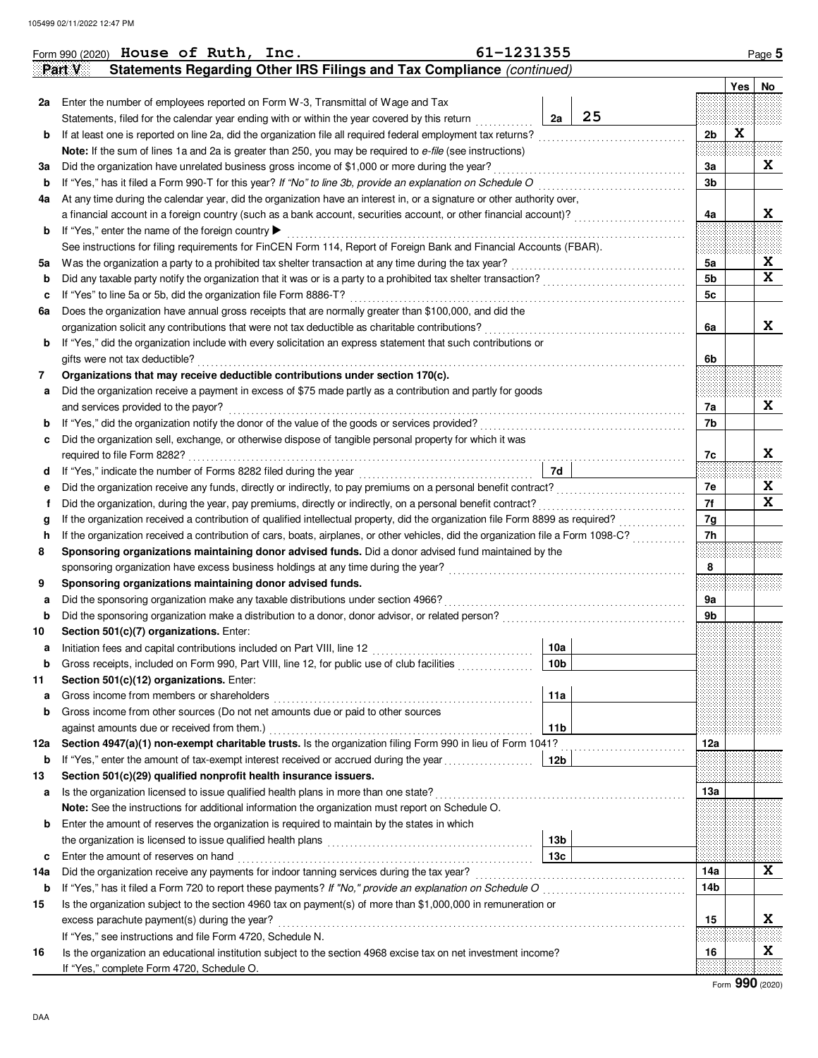Form 990 (2020) **House of Ruth, Inc.** **61-1231355** Page 5

## Part V Statements Regarding Other IRS Filings and Tax Compliance *(continued)*

| | | | | | Yes | No |
|---|---|---|---|---|---|---|
| **2a** | Enter the number of employees reported on Form W-3, Transmittal of Wage and Tax Statements, filed for the calendar year ending with or within the year covered by this return | 2a | 25 | | | |
| **b** | If at least one is reported on line 2a, did the organization file all required federal employment tax returns? | | | 2b | X | |
| | **Note:** If the sum of lines 1a and 2a is greater than 250, you may be required to *e-file* (see instructions) | | | | | |
| **3a** | Did the organization have unrelated business gross income of $1,000 or more during the year? | | | 3a | | X |
| **b** | If "Yes," has it filed a Form 990-T for this year? *If "No" to line 3b, provide an explanation on Schedule O* | | | 3b | | |
| **4a** | At any time during the calendar year, did the organization have an interest in, or a signature or other authority over, a financial account in a foreign country (such as a bank account, securities account, or other financial account)? | | | 4a | | X |
| **b** | If "Yes," enter the name of the foreign country ▶ | | | | | |
| | See instructions for filing requirements for FinCEN Form 114, Report of Foreign Bank and Financial Accounts (FBAR). | | | | | |
| **5a** | Was the organization a party to a prohibited tax shelter transaction at any time during the tax year? | | | 5a | | X |
| **b** | Did any taxable party notify the organization that it was or is a party to a prohibited tax shelter transaction? | | | 5b | | X |
| **c** | If "Yes" to line 5a or 5b, did the organization file Form 8886-T? | | | 5c | | |
| **6a** | Does the organization have annual gross receipts that are normally greater than $100,000, and did the organization solicit any contributions that were not tax deductible as charitable contributions? | | | 6a | | X |
| **b** | If "Yes," did the organization include with every solicitation an express statement that such contributions or gifts were not tax deductible? | | | 6b | | |
| **7** | **Organizations that may receive deductible contributions under section 170(c).** | | | | | |
| **a** | Did the organization receive a payment in excess of $75 made partly as a contribution and partly for goods and services provided to the payor? | | | 7a | | X |
| **b** | If "Yes," did the organization notify the donor of the value of the goods or services provided? | | | 7b | | |
| **c** | Did the organization sell, exchange, or otherwise dispose of tangible personal property for which it was required to file Form 8282? | | | 7c | | X |
| **d** | If "Yes," indicate the number of Forms 8282 filed during the year | 7d | | | | |
| **e** | Did the organization receive any funds, directly or indirectly, to pay premiums on a personal benefit contract? | | | 7e | | X |
| **f** | Did the organization, during the year, pay premiums, directly or indirectly, on a personal benefit contract? | | | 7f | | X |
| **g** | If the organization received a contribution of qualified intellectual property, did the organization file Form 8899 as required? | | | 7g | | |
| **h** | If the organization received a contribution of cars, boats, airplanes, or other vehicles, did the organization file a Form 1098-C? | | | 7h | | |
| **8** | **Sponsoring organizations maintaining donor advised funds.** Did a donor advised fund maintained by the sponsoring organization have excess business holdings at any time during the year? | | | 8 | | |
| **9** | **Sponsoring organizations maintaining donor advised funds.** | | | | | |
| **a** | Did the sponsoring organization make any taxable distributions under section 4966? | | | 9a | | |
| **b** | Did the sponsoring organization make a distribution to a donor, donor advisor, or related person? | | | 9b | | |
| **10** | **Section 501(c)(7) organizations.** Enter: | | | | | |
| **a** | Initiation fees and capital contributions included on Part VIII, line 12 | 10a | | | | |
| **b** | Gross receipts, included on Form 990, Part VIII, line 12, for public use of club facilities | 10b | | | | |
| **11** | **Section 501(c)(12) organizations.** Enter: | | | | | |
| **a** | Gross income from members or shareholders | 11a | | | | |
| **b** | Gross income from other sources (Do not net amounts due or paid to other sources against amounts due or received from them.) | 11b | | | | |
| **12a** | **Section 4947(a)(1) non-exempt charitable trusts.** Is the organization filing Form 990 in lieu of Form 1041? | | | 12a | | |
| **b** | If "Yes," enter the amount of tax-exempt interest received or accrued during the year | 12b | | | | |
| **13** | **Section 501(c)(29) qualified nonprofit health insurance issuers.** | | | | | |
| **a** | Is the organization licensed to issue qualified health plans in more than one state? | | | 13a | | |
| | **Note:** See the instructions for additional information the organization must report on Schedule O. | | | | | |
| **b** | Enter the amount of reserves the organization is required to maintain by the states in which the organization is licensed to issue qualified health plans | 13b | | | | |
| **c** | Enter the amount of reserves on hand | 13c | | | | |
| **14a** | Did the organization receive any payments for indoor tanning services during the tax year? | | | 14a | | X |
| **b** | If "Yes," has it filed a Form 720 to report these payments? *If "No," provide an explanation on Schedule O* | | | 14b | | |
| **15** | Is the organization subject to the section 4960 tax on payment(s) of more than $1,000,000 in remuneration or excess parachute payment(s) during the year? | | | 15 | | X |
| | If "Yes," see instructions and file Form 4720, Schedule N. | | | | | |
| **16** | Is the organization an educational institution subject to the section 4968 excise tax on net investment income? | | | 16 | | X |
| | If "Yes," complete Form 4720, Schedule O. | | | | | |

Form **990** (2020)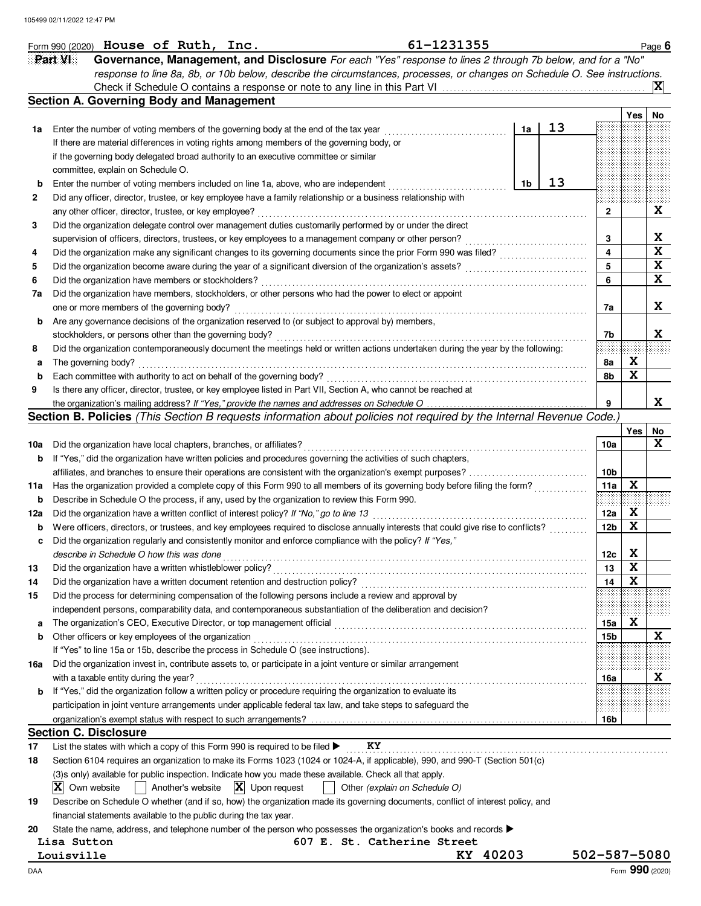Form 990 (2020) **House of Ruth, Inc.** 61-1231355 Page **6**

**Part VI Governance, Management, and Disclosure** *For each "Yes" response to lines 2 through 7b below, and for a "No" response to line 8a, 8b, or 10b below, describe the circumstances, processes, or changes on Schedule O. See instructions.*

Check if Schedule O contains a response or note to any line in this Part VI .... [X]

## Section A. Governing Body and Management

| | | | | Yes | No |
|---|---|---|---|---|---|
| **1a** | Enter the number of voting members of the governing body at the end of the tax year | 1a | 13 | | |
| | If there are material differences in voting rights among members of the governing body, or if the governing body delegated broad authority to an executive committee or similar committee, explain on Schedule O. | | | | |
| **b** | Enter the number of voting members included on line 1a, above, who are independent | 1b | 13 | | |
| **2** | Did any officer, director, trustee, or key employee have a family relationship or a business relationship with any other officer, director, trustee, or key employee? | | 2 | | X |
| **3** | Did the organization delegate control over management duties customarily performed by or under the direct supervision of officers, directors, trustees, or key employees to a management company or other person? | | 3 | | X |
| **4** | Did the organization make any significant changes to its governing documents since the prior Form 990 was filed? | | 4 | | X |
| **5** | Did the organization become aware during the year of a significant diversion of the organization's assets? | | 5 | | X |
| **6** | Did the organization have members or stockholders? | | 6 | | X |
| **7a** | Did the organization have members, stockholders, or other persons who had the power to elect or appoint one or more members of the governing body? | | 7a | | X |
| **b** | Are any governance decisions of the organization reserved to (or subject to approval by) members, stockholders, or persons other than the governing body? | | 7b | | X |
| **8** | Did the organization contemporaneously document the meetings held or written actions undertaken during the year by the following: | | | | |
| **a** | The governing body? | | 8a | X | |
| **b** | Each committee with authority to act on behalf of the governing body? | | 8b | X | |
| **9** | Is there any officer, director, trustee, or key employee listed in Part VII, Section A, who cannot be reached at the organization's mailing address? *If "Yes," provide the names and addresses on Schedule O* | | 9 | | X |

## Section B. Policies *(This Section B requests information about policies not required by the Internal Revenue Code.)*

| | | | Yes | No |
|---|---|---|---|---|
| **10a** | Did the organization have local chapters, branches, or affiliates? | 10a | | X |
| **b** | If "Yes," did the organization have written policies and procedures governing the activities of such chapters, affiliates, and branches to ensure their operations are consistent with the organization's exempt purposes? | 10b | | |
| **11a** | Has the organization provided a complete copy of this Form 990 to all members of its governing body before filing the form? | 11a | X | |
| **b** | Describe in Schedule O the process, if any, used by the organization to review this Form 990. | | | |
| **12a** | Did the organization have a written conflict of interest policy? *If "No," go to line 13* | 12a | X | |
| **b** | Were officers, directors, or trustees, and key employees required to disclose annually interests that could give rise to conflicts? | 12b | X | |
| **c** | Did the organization regularly and consistently monitor and enforce compliance with the policy? *If "Yes," describe in Schedule O how this was done* | 12c | X | |
| **13** | Did the organization have a written whistleblower policy? | 13 | X | |
| **14** | Did the organization have a written document retention and destruction policy? | 14 | X | |
| **15** | Did the process for determining compensation of the following persons include a review and approval by independent persons, comparability data, and contemporaneous substantiation of the deliberation and decision? | | | |
| **a** | The organization's CEO, Executive Director, or top management official | 15a | X | |
| **b** | Other officers or key employees of the organization | 15b | | X |
| | If "Yes" to line 15a or 15b, describe the process in Schedule O (see instructions). | | | |
| **16a** | Did the organization invest in, contribute assets to, or participate in a joint venture or similar arrangement with a taxable entity during the year? | 16a | | X |
| **b** | If "Yes," did the organization follow a written policy or procedure requiring the organization to evaluate its participation in joint venture arrangements under applicable federal tax law, and take steps to safeguard the organization's exempt status with respect to such arrangements? | 16b | | |

## Section C. Disclosure

**17** List the states with which a copy of this Form 990 is required to be filed ▶ **KY**

**18** Section 6104 requires an organization to make its Forms 1023 (1024 or 1024-A, if applicable), 990, and 990-T (Section 501(c)(3)s only) available for public inspection. Indicate how you made these available. Check all that apply.

[X] Own website [ ] Another's website [X] Upon request [ ] Other *(explain on Schedule O)*

**19** Describe on Schedule O whether (and if so, how) the organization made its governing documents, conflict of interest policy, and financial statements available to the public during the tax year.

**20** State the name, address, and telephone number of the person who possesses the organization's books and records ▶

Lisa Sutton 607 E. St. Catherine Street
Louisville KY 40203 502-587-5080

Form **990** (2020)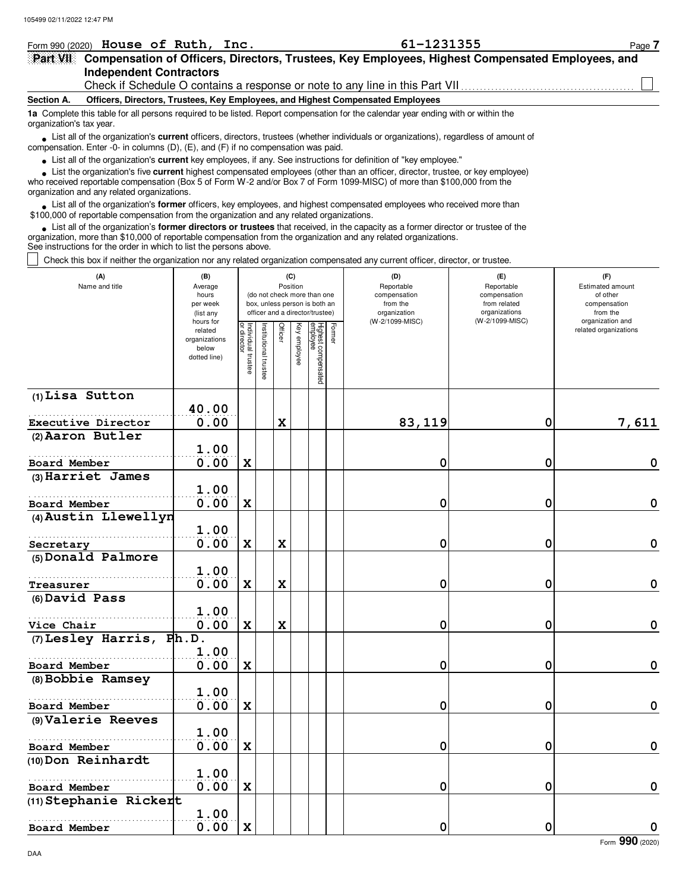Form 990 (2020) **House of Ruth, Inc.** **61-1231355** Page **7**

## Part VII Compensation of Officers, Directors, Trustees, Key Employees, Highest Compensated Employees, and Independent Contractors

Check if Schedule O contains a response or note to any line in this Part VII ☐

### Section A. Officers, Directors, Trustees, Key Employees, and Highest Compensated Employees

**1a** Complete this table for all persons required to be listed. Report compensation for the calendar year ending with or within the organization's tax year.

- List all of the organization's **current** officers, directors, trustees (whether individuals or organizations), regardless of amount of compensation. Enter -0- in columns (D), (E), and (F) if no compensation was paid.
- List all of the organization's **current** key employees, if any. See instructions for definition of "key employee."
- List the organization's five **current** highest compensated employees (other than an officer, director, trustee, or key employee) who received reportable compensation (Box 5 of Form W-2 and/or Box 7 of Form 1099-MISC) of more than $100,000 from the organization and any related organizations.
- List all of the organization's **former** officers, key employees, and highest compensated employees who received more than $100,000 of reportable compensation from the organization and any related organizations.
- List all of the organization's **former directors or trustees** that received, in the capacity as a former director or trustee of the organization, more than $10,000 of reportable compensation from the organization and any related organizations.

See instructions for the order in which to list the persons above.

☐ Check this box if neither the organization nor any related organization compensated any current officer, director, or trustee.

| (A) Name and title | (B) Average hours per week (list any hours for related organizations below dotted line) | (C) Position (do not check more than one box, unless person is both an officer and a director/trustee) | | | | | | (D) Reportable compensation from the organization (W-2/1099-MISC) | (E) Reportable compensation from related organizations (W-2/1099-MISC) | (F) Estimated amount of other compensation from the organization and related organizations |
|---|---|---|---|---|---|---|---|---|---|---|
| | | Individual trustee or director | Institutional trustee | Officer | Key employee | Highest compensated employee | Former | | | |
| (1) Lisa Sutton<br>Executive Director | 40.00<br>0.00 | | | X | | | | 83,119 | 0 | 7,611 |
| (2) Aaron Butler<br>Board Member | 1.00<br>0.00 | X | | | | | | 0 | 0 | 0 |
| (3) Harriet James<br>Board Member | 1.00<br>0.00 | X | | | | | | 0 | 0 | 0 |
| (4) Austin Llewellyn<br>Secretary | 1.00<br>0.00 | X | | X | | | | 0 | 0 | 0 |
| (5) Donald Palmore<br>Treasurer | 1.00<br>0.00 | X | | X | | | | 0 | 0 | 0 |
| (6) David Pass<br>Vice Chair | 1.00<br>0.00 | X | | X | | | | 0 | 0 | 0 |
| (7) Lesley Harris, Ph.D.<br>Board Member | 1.00<br>0.00 | X | | | | | | 0 | 0 | 0 |
| (8) Bobbie Ramsey<br>Board Member | 1.00<br>0.00 | X | | | | | | 0 | 0 | 0 |
| (9) Valerie Reeves<br>Board Member | 1.00<br>0.00 | X | | | | | | 0 | 0 | 0 |
| (10) Don Reinhardt<br>Board Member | 1.00<br>0.00 | X | | | | | | 0 | 0 | 0 |
| (11) Stephanie Rickert<br>Board Member | 1.00<br>0.00 | X | | | | | | 0 | 0 | 0 |

Form **990** (2020)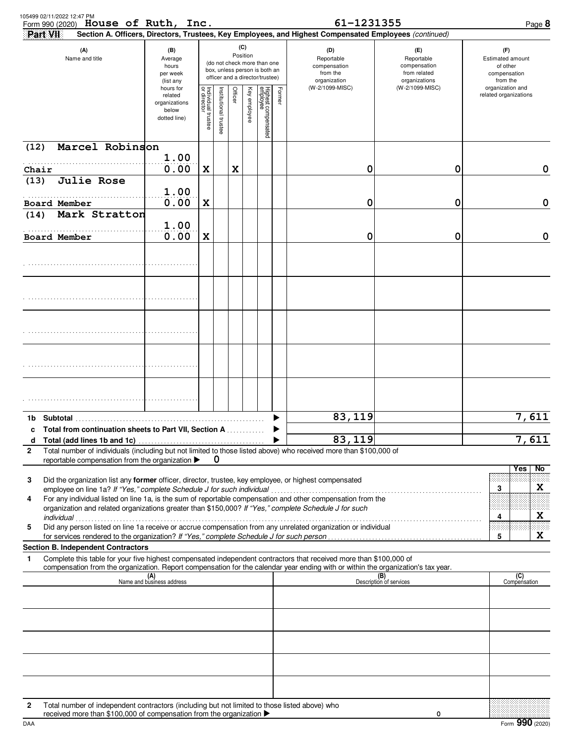105499 02/11/2022 12:47 PM

Form 990 (2020) **House of Ruth, Inc.** **61-1231355** Page **8**

**Part VII** **Section A. Officers, Directors, Trustees, Key Employees, and Highest Compensated Employees** *(continued)*

| (A) Name and title | (B) Average hours per week (list any hours for related organizations below dotted line) | (C) Position: Individual trustee or director | Institutional trustee | Officer | Key employee | Highest compensated employee | Former | (D) Reportable compensation from the organization (W-2/1099-MISC) | (E) Reportable compensation from related organizations (W-2/1099-MISC) | (F) Estimated amount of other compensation from the organization and related organizations |
|---|---|---|---|---|---|---|---|---|---|---|
| (12) Marcel Robinson<br>Chair | 1.00<br>0.00 | X | | X | | | | 0 | 0 | 0 |
| (13) Julie Rose<br>Board Member | 1.00<br>0.00 | X | | | | | | 0 | 0 | 0 |
| (14) Mark Stratton<br>Board Member | 1.00<br>0.00 | X | | | | | | 0 | 0 | 0 |
| | | | | | | | | | | |
| | | | | | | | | | | |
| | | | | | | | | | | |
| | | | | | | | | | | |
| | | | | | | | | | | |
| **1b Subtotal** | | | | | | | | 83,119 | | 7,611 |
| **c Total from continuation sheets to Part VII, Section A** | | | | | | | | | | |
| **d Total (add lines 1b and 1c)** | | | | | | | | 83,119 | | 7,611 |

**2** Total number of individuals (including but not limited to those listed above) who received more than $100,000 of reportable compensation from the organization ▶ 0

| | | Yes | No |
|---|---|---|---|
| **3** Did the organization list any **former** officer, director, trustee, key employee, or highest compensated employee on line 1a? *If "Yes," complete Schedule J for such individual* | 3 | | X |
| **4** For any individual listed on line 1a, is the sum of reportable compensation and other compensation from the organization and related organizations greater than $150,000? *If "Yes," complete Schedule J for such individual* | 4 | | X |
| **5** Did any person listed on line 1a receive or accrue compensation from any unrelated organization or individual for services rendered to the organization? *If "Yes," complete Schedule J for such person* | 5 | | X |

**Section B. Independent Contractors**

**1** Complete this table for your five highest compensated independent contractors that received more than $100,000 of compensation from the organization. Report compensation for the calendar year ending with or within the organization's tax year.

| (A) Name and business address | (B) Description of services | (C) Compensation |
|---|---|---|
| | | |
| | | |
| | | |
| | | |
| | | |

**2** Total number of independent contractors (including but not limited to those listed above) who received more than $100,000 of compensation from the organization ▶ 0

DAA Form **990** (2020)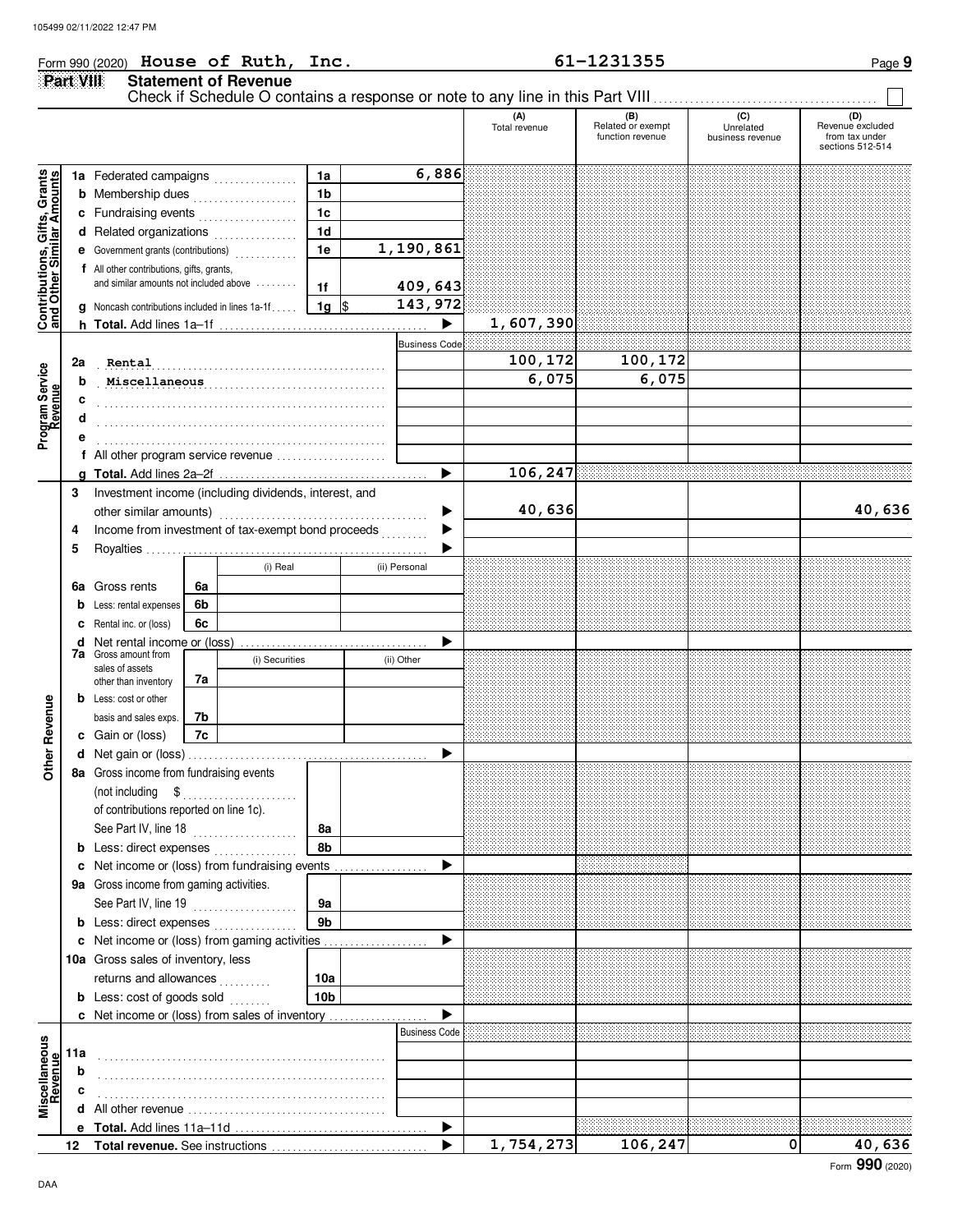Form 990 (2020) **House of Ruth, Inc.** **61-1231355** Page **9**

## Part VIII Statement of Revenue

Check if Schedule O contains a response or note to any line in this Part VIII ☐

| | | | (A) Total revenue | (B) Related or exempt function revenue | (C) Unrelated business revenue | (D) Revenue excluded from tax under sections 512-514 |
|---|---|---|---|---|---|---|
| **Contributions, Gifts, Grants and Other Similar Amounts** | 1a Federated campaigns | 1a 6,886 | | | | |
| | b Membership dues | 1b | | | | |
| | c Fundraising events | 1c | | | | |
| | d Related organizations | 1d | | | | |
| | e Government grants (contributions) | 1e 1,190,861 | | | | |
| | f All other contributions, gifts, grants, and similar amounts not included above | 1f 409,643 | | | | |
| | g Noncash contributions included in lines 1a-1f | 1g $ 143,972 | | | | |
| | h **Total.** Add lines 1a–1f | ▶ | 1,607,390 | | | |
| **Program Service Revenue** | | Business Code | | | | |
| | 2a Rental | | 100,172 | 100,172 | | |
| | b Miscellaneous | | 6,075 | 6,075 | | |
| | c | | | | | |
| | d | | | | | |
| | e | | | | | |
| | f All other program service revenue | | | | | |
| | g **Total.** Add lines 2a–2f | ▶ | 106,247 | | | |
| **Other Revenue** | 3 Investment income (including dividends, interest, and other similar amounts) | ▶ | 40,636 | | | 40,636 |
| | 4 Income from investment of tax-exempt bond proceeds | ▶ | | | | |
| | 5 Royalties | ▶ | | | | |
| | | (i) Real / (ii) Personal | | | | |
| | 6a Gross rents | 6a | | | | |
| | b Less: rental expenses | 6b | | | | |
| | c Rental inc. or (loss) | 6c | | | | |
| | d Net rental income or (loss) | ▶ | | | | |
| | | (i) Securities / (ii) Other | | | | |
| | 7a Gross amount from sales of assets other than inventory | 7a | | | | |
| | b Less: cost or other basis and sales exps. | 7b | | | | |
| | c Gain or (loss) | 7c | | | | |
| | d Net gain or (loss) | ▶ | | | | |
| | 8a Gross income from fundraising events (not including $ of contributions reported on line 1c). See Part IV, line 18 | 8a | | | | |
| | b Less: direct expenses | 8b | | | | |
| | c Net income or (loss) from fundraising events | ▶ | | | | |
| | 9a Gross income from gaming activities. See Part IV, line 19 | 9a | | | | |
| | b Less: direct expenses | 9b | | | | |
| | c Net income or (loss) from gaming activities | ▶ | | | | |
| | 10a Gross sales of inventory, less returns and allowances | 10a | | | | |
| | b Less: cost of goods sold | 10b | | | | |
| | c Net income or (loss) from sales of inventory | ▶ | | | | |
| **Miscellaneous Revenue** | | Business Code | | | | |
| | 11a | | | | | |
| | b | | | | | |
| | c | | | | | |
| | d All other revenue | | | | | |
| | e **Total.** Add lines 11a–11d | ▶ | | | | |
| | 12 **Total revenue.** See instructions | ▶ | 1,754,273 | 106,247 | 0 | 40,636 |

Form **990** (2020)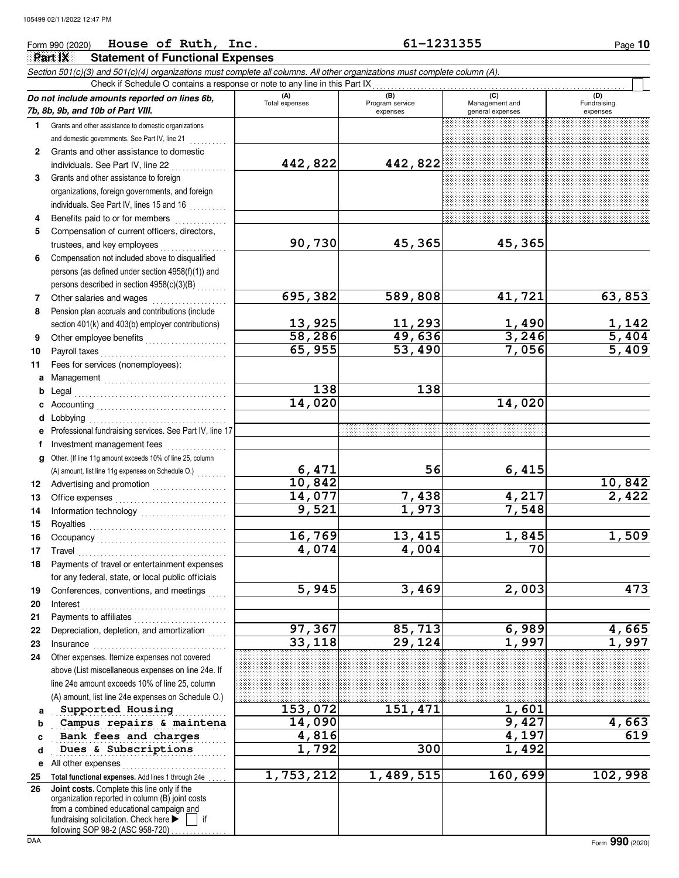Form 990 (2020) **House of Ruth, Inc.** **61-1231355** Page **10**

## Part IX Statement of Functional Expenses

*Section 501(c)(3) and 501(c)(4) organizations must complete all columns. All other organizations must complete column (A).*

Check if Schedule O contains a response or note to any line in this Part IX ☐

| *Do not include amounts reported on lines 6b, 7b, 8b, 9b, and 10b of Part VIII.* | (A) Total expenses | (B) Program service expenses | (C) Management and general expenses | (D) Fundraising expenses |
|---|---|---|---|---|
| **1** Grants and other assistance to domestic organizations and domestic governments. See Part IV, line 21 | | | | |
| **2** Grants and other assistance to domestic individuals. See Part IV, line 22 | 442,822 | 442,822 | | |
| **3** Grants and other assistance to foreign organizations, foreign governments, and foreign individuals. See Part IV, lines 15 and 16 | | | | |
| **4** Benefits paid to or for members | | | | |
| **5** Compensation of current officers, directors, trustees, and key employees | 90,730 | 45,365 | 45,365 | |
| **6** Compensation not included above to disqualified persons (as defined under section 4958(f)(1)) and persons described in section 4958(c)(3)(B) | | | | |
| **7** Other salaries and wages | 695,382 | 589,808 | 41,721 | 63,853 |
| **8** Pension plan accruals and contributions (include section 401(k) and 403(b) employer contributions) | 13,925 | 11,293 | 1,490 | 1,142 |
| **9** Other employee benefits | 58,286 | 49,636 | 3,246 | 5,404 |
| **10** Payroll taxes | 65,955 | 53,490 | 7,056 | 5,409 |
| **11** Fees for services (nonemployees): | | | | |
| **a** Management | | | | |
| **b** Legal | 138 | 138 | | |
| **c** Accounting | 14,020 | | 14,020 | |
| **d** Lobbying | | | | |
| **e** Professional fundraising services. See Part IV, line 17 | | | | |
| **f** Investment management fees | | | | |
| **g** Other. (If line 11g amount exceeds 10% of line 25, column (A) amount, list line 11g expenses on Schedule O.) | 6,471 | 56 | 6,415 | |
| **12** Advertising and promotion | 10,842 | | | 10,842 |
| **13** Office expenses | 14,077 | 7,438 | 4,217 | 2,422 |
| **14** Information technology | 9,521 | 1,973 | 7,548 | |
| **15** Royalties | | | | |
| **16** Occupancy | 16,769 | 13,415 | 1,845 | 1,509 |
| **17** Travel | 4,074 | 4,004 | 70 | |
| **18** Payments of travel or entertainment expenses for any federal, state, or local public officials | | | | |
| **19** Conferences, conventions, and meetings | 5,945 | 3,469 | 2,003 | 473 |
| **20** Interest | | | | |
| **21** Payments to affiliates | | | | |
| **22** Depreciation, depletion, and amortization | 97,367 | 85,713 | 6,989 | 4,665 |
| **23** Insurance | 33,118 | 29,124 | 1,997 | 1,997 |
| **24** Other expenses. Itemize expenses not covered above (List miscellaneous expenses on line 24e. If line 24e amount exceeds 10% of line 25, column (A) amount, list line 24e expenses on Schedule O.) | | | | |
| **a** Supported Housing | 153,072 | 151,471 | 1,601 | |
| **b** Campus repairs & maintena | 14,090 | | 9,427 | 4,663 |
| **c** Bank fees and charges | 4,816 | | 4,197 | 619 |
| **d** Dues & Subscriptions | 1,792 | 300 | 1,492 | |
| **e** All other expenses | | | | |
| **25** **Total functional expenses.** Add lines 1 through 24e | 1,753,212 | 1,489,515 | 160,699 | 102,998 |
| **26** **Joint costs.** Complete this line only if the organization reported in column (B) joint costs from a combined educational campaign and fundraising solicitation. Check here ▶ ☐ if following SOP 98-2 (ASC 958-720) | | | | |

DAA Form **990** (2020)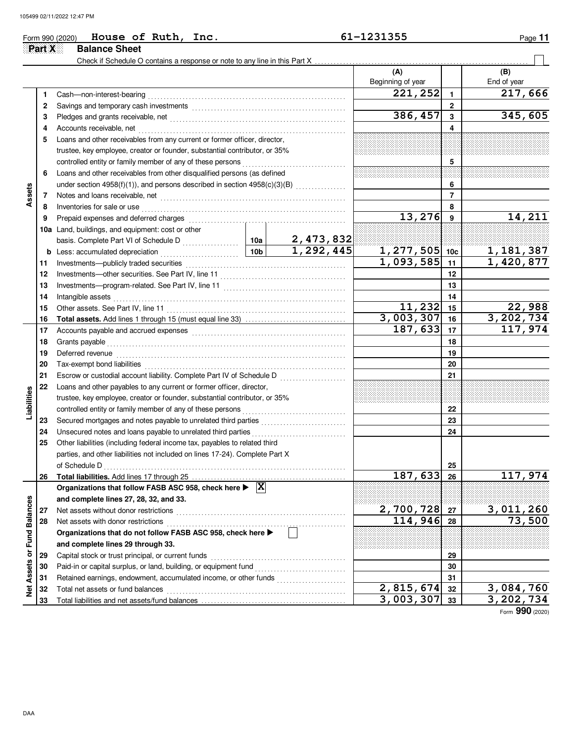Form 990 (2020) **House of Ruth, Inc.** 61-1231355

## Part X Balance Sheet

Check if Schedule O contains a response or note to any line in this Part X ☐

| Section | Line | Description | | | (A) Beginning of year | Line | (B) End of year |
|---|---|---|---|---|---|---|---|
| Assets | 1 | Cash—non-interest-bearing | | | 221,252 | 1 | 217,666 |
| | 2 | Savings and temporary cash investments | | | | 2 | |
| | 3 | Pledges and grants receivable, net | | | 386,457 | 3 | 345,605 |
| | 4 | Accounts receivable, net | | | | 4 | |
| | 5 | Loans and other receivables from any current or former officer, director, trustee, key employee, creator or founder, substantial contributor, or 35% controlled entity or family member of any of these persons | | | | 5 | |
| | 6 | Loans and other receivables from other disqualified persons (as defined under section 4958(f)(1)), and persons described in section 4958(c)(3)(B) | | | | 6 | |
| | 7 | Notes and loans receivable, net | | | | 7 | |
| | 8 | Inventories for sale or use | | | | 8 | |
| | 9 | Prepaid expenses and deferred charges | | | 13,276 | 9 | 14,211 |
| | 10a | Land, buildings, and equipment: cost or other basis. Complete Part VI of Schedule D | 10a | 2,473,832 | | | |
| | b | Less: accumulated depreciation | 10b | 1,292,445 | 1,277,505 | 10c | 1,181,387 |
| | 11 | Investments—publicly traded securities | | | 1,093,585 | 11 | 1,420,877 |
| | 12 | Investments—other securities. See Part IV, line 11 | | | | 12 | |
| | 13 | Investments—program-related. See Part IV, line 11 | | | | 13 | |
| | 14 | Intangible assets | | | | 14 | |
| | 15 | Other assets. See Part IV, line 11 | | | 11,232 | 15 | 22,988 |
| | 16 | **Total assets.** Add lines 1 through 15 (must equal line 33) | | | 3,003,307 | 16 | 3,202,734 |
| Liabilities | 17 | Accounts payable and accrued expenses | | | 187,633 | 17 | 117,974 |
| | 18 | Grants payable | | | | 18 | |
| | 19 | Deferred revenue | | | | 19 | |
| | 20 | Tax-exempt bond liabilities | | | | 20 | |
| | 21 | Escrow or custodial account liability. Complete Part IV of Schedule D | | | | 21 | |
| | 22 | Loans and other payables to any current or former officer, director, trustee, key employee, creator or founder, substantial contributor, or 35% controlled entity or family member of any of these persons | | | | 22 | |
| | 23 | Secured mortgages and notes payable to unrelated third parties | | | | 23 | |
| | 24 | Unsecured notes and loans payable to unrelated third parties | | | | 24 | |
| | 25 | Other liabilities (including federal income tax, payables to related third parties, and other liabilities not included on lines 17-24). Complete Part X of Schedule D | | | | 25 | |
| | 26 | **Total liabilities.** Add lines 17 through 25 | | | 187,633 | 26 | 117,974 |
| Net Assets or Fund Balances | | **Organizations that follow FASB ASC 958, check here ▶ [X] and complete lines 27, 28, 32, and 33.** | | | | | |
| | 27 | Net assets without donor restrictions | | | 2,700,728 | 27 | 3,011,260 |
| | 28 | Net assets with donor restrictions | | | 114,946 | 28 | 73,500 |
| | | **Organizations that do not follow FASB ASC 958, check here ▶ [ ] and complete lines 29 through 33.** | | | | | |
| | 29 | Capital stock or trust principal, or current funds | | | | 29 | |
| | 30 | Paid-in or capital surplus, or land, building, or equipment fund | | | | 30 | |
| | 31 | Retained earnings, endowment, accumulated income, or other funds | | | | 31 | |
| | 32 | Total net assets or fund balances | | | 2,815,674 | 32 | 3,084,760 |
| | 33 | Total liabilities and net assets/fund balances | | | 3,003,307 | 33 | 3,202,734 |

Form **990** (2020)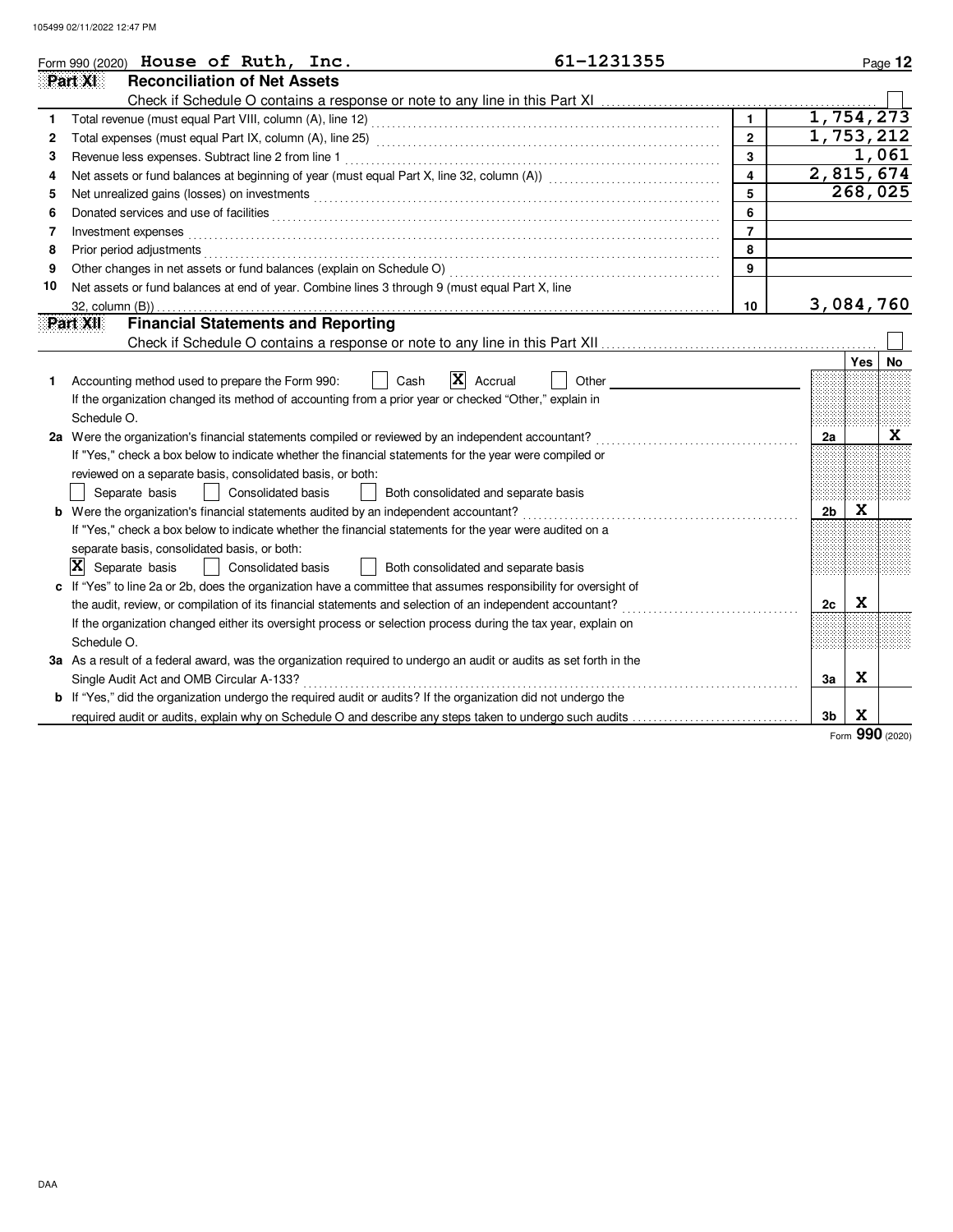Form 990 (2020) **House of Ruth, Inc.** **61-1231355**

## Part XI Reconciliation of Net Assets

Check if Schedule O contains a response or note to any line in this Part XI ☐

| | | | |
|---|---|---|---|
| 1 | Total revenue (must equal Part VIII, column (A), line 12) | 1 | 1,754,273 |
| 2 | Total expenses (must equal Part IX, column (A), line 25) | 2 | 1,753,212 |
| 3 | Revenue less expenses. Subtract line 2 from line 1 | 3 | 1,061 |
| 4 | Net assets or fund balances at beginning of year (must equal Part X, line 32, column (A)) | 4 | 2,815,674 |
| 5 | Net unrealized gains (losses) on investments | 5 | 268,025 |
| 6 | Donated services and use of facilities | 6 | |
| 7 | Investment expenses | 7 | |
| 8 | Prior period adjustments | 8 | |
| 9 | Other changes in net assets or fund balances (explain on Schedule O) | 9 | |
| 10 | Net assets or fund balances at end of year. Combine lines 3 through 9 (must equal Part X, line 32, column (B)) | 10 | 3,084,760 |

## Part XII Financial Statements and Reporting

Check if Schedule O contains a response or note to any line in this Part XII ☐

| | | | Yes | No |
|---|---|---|---|---|
| 1 | Accounting method used to prepare the Form 990: ☐ Cash ☒ Accrual ☐ Other<br>If the organization changed its method of accounting from a prior year or checked "Other," explain in Schedule O. | | | |
| 2a | Were the organization's financial statements compiled or reviewed by an independent accountant?<br>If "Yes," check a box below to indicate whether the financial statements for the year were compiled or reviewed on a separate basis, consolidated basis, or both:<br>☐ Separate basis ☐ Consolidated basis ☐ Both consolidated and separate basis | 2a | | X |
| b | Were the organization's financial statements audited by an independent accountant?<br>If "Yes," check a box below to indicate whether the financial statements for the year were audited on a separate basis, consolidated basis, or both:<br>☒ Separate basis ☐ Consolidated basis ☐ Both consolidated and separate basis | 2b | X | |
| c | If "Yes" to line 2a or 2b, does the organization have a committee that assumes responsibility for oversight of the audit, review, or compilation of its financial statements and selection of an independent accountant?<br>If the organization changed either its oversight process or selection process during the tax year, explain on Schedule O. | 2c | X | |
| 3a | As a result of a federal award, was the organization required to undergo an audit or audits as set forth in the Single Audit Act and OMB Circular A-133? | 3a | X | |
| b | If "Yes," did the organization undergo the required audit or audits? If the organization did not undergo the required audit or audits, explain why on Schedule O and describe any steps taken to undergo such audits | 3b | X | |

Form **990** (2020)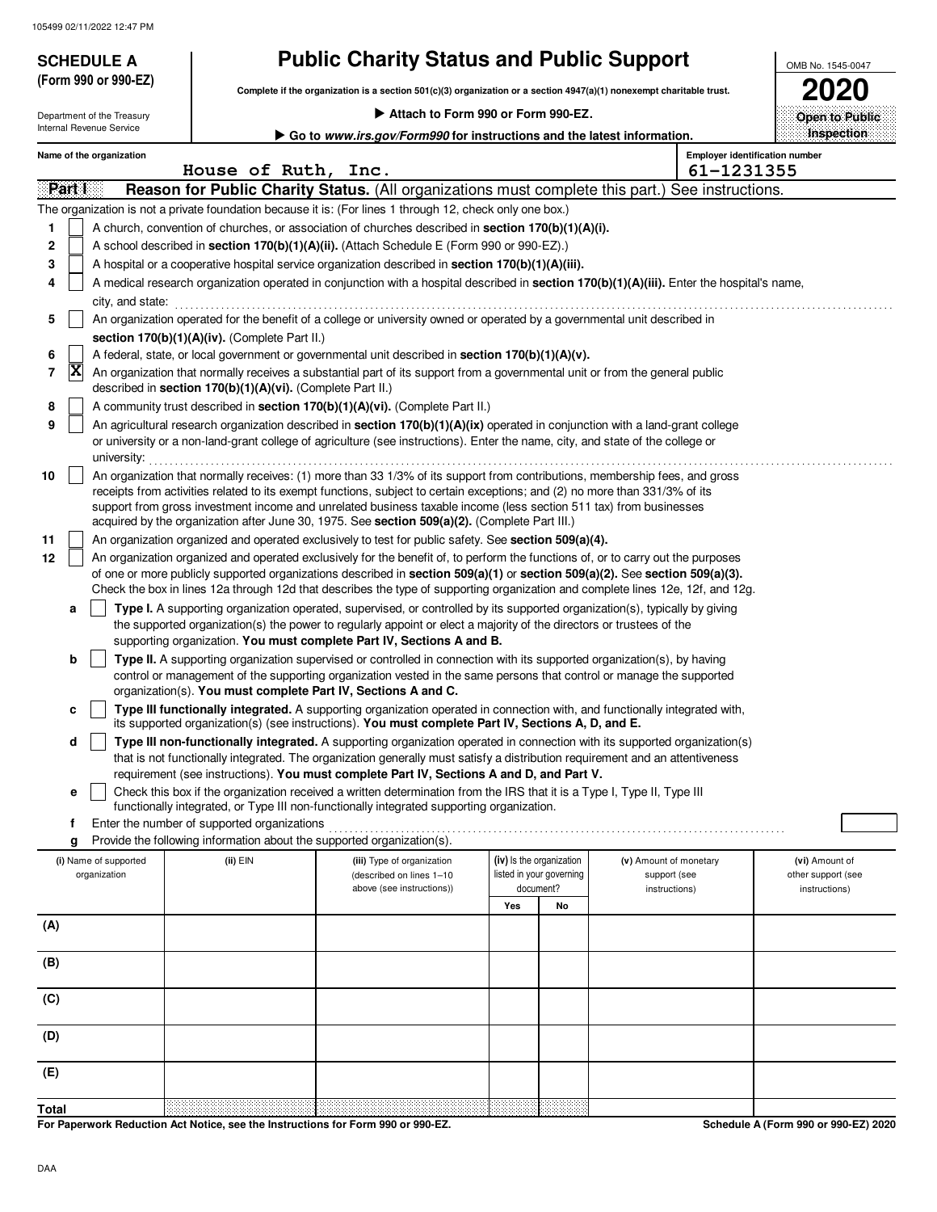105499 02/11/2022 12:47 PM

**SCHEDULE A**
**(Form 990 or 990-EZ)**

Department of the Treasury
Internal Revenue Service

# Public Charity Status and Public Support

**Complete if the organization is a section 501(c)(3) organization or a section 4947(a)(1) nonexempt charitable trust.**

▶ **Attach to Form 990 or Form 990-EZ.**

▶ **Go to www.irs.gov/Form990 for instructions and the latest information.**

OMB No. 1545-0047

**2020**

**Open to Public Inspection**

**Name of the organization:** House of Ruth, Inc.

**Employer identification number:** 61-1231355

## Part I — Reason for Public Charity Status. (All organizations must complete this part.) See instructions.

The organization is not a private foundation because it is: (For lines 1 through 12, check only one box.)

1. [ ] A church, convention of churches, or association of churches described in **section 170(b)(1)(A)(i).**
2. [ ] A school described in **section 170(b)(1)(A)(ii).** (Attach Schedule E (Form 990 or 990-EZ).)
3. [ ] A hospital or a cooperative hospital service organization described in **section 170(b)(1)(A)(iii).**
4. [ ] A medical research organization operated in conjunction with a hospital described in **section 170(b)(1)(A)(iii).** Enter the hospital's name, city, and state: ..........
5. [ ] An organization operated for the benefit of a college or university owned or operated by a governmental unit described in **section 170(b)(1)(A)(iv).** (Complete Part II.)
6. [ ] A federal, state, or local government or governmental unit described in **section 170(b)(1)(A)(v).**
7. [X] An organization that normally receives a substantial part of its support from a governmental unit or from the general public described in **section 170(b)(1)(A)(vi).** (Complete Part II.)
8. [ ] A community trust described in **section 170(b)(1)(A)(vi).** (Complete Part II.)
9. [ ] An agricultural research organization described in **section 170(b)(1)(A)(ix)** operated in conjunction with a land-grant college or university or a non-land-grant college of agriculture (see instructions). Enter the name, city, and state of the college or university: ..........
10. [ ] An organization that normally receives: (1) more than 33 1/3% of its support from contributions, membership fees, and gross receipts from activities related to its exempt functions, subject to certain exceptions; and (2) no more than 331/3% of its support from gross investment income and unrelated business taxable income (less section 511 tax) from businesses acquired by the organization after June 30, 1975. See **section 509(a)(2).** (Complete Part III.)
11. [ ] An organization organized and operated exclusively to test for public safety. See **section 509(a)(4).**
12. [ ] An organization organized and operated exclusively for the benefit of, to perform the functions of, or to carry out the purposes of one or more publicly supported organizations described in **section 509(a)(1)** or **section 509(a)(2).** See **section 509(a)(3).** Check the box in lines 12a through 12d that describes the type of supporting organization and complete lines 12e, 12f, and 12g.
    - **a** [ ] **Type I.** A supporting organization operated, supervised, or controlled by its supported organization(s), typically by giving the supported organization(s) the power to regularly appoint or elect a majority of the directors or trustees of the supporting organization. **You must complete Part IV, Sections A and B.**
    - **b** [ ] **Type II.** A supporting organization supervised or controlled in connection with its supported organization(s), by having control or management of the supporting organization vested in the same persons that control or manage the supported organization(s). **You must complete Part IV, Sections A and C.**
    - **c** [ ] **Type III functionally integrated.** A supporting organization operated in connection with, and functionally integrated with, its supported organization(s) (see instructions). **You must complete Part IV, Sections A, D, and E.**
    - **d** [ ] **Type III non-functionally integrated.** A supporting organization operated in connection with its supported organization(s) that is not functionally integrated. The organization generally must satisfy a distribution requirement and an attentiveness requirement (see instructions). **You must complete Part IV, Sections A and D, and Part V.**
    - **e** [ ] Check this box if the organization received a written determination from the IRS that it is a Type I, Type II, Type III functionally integrated, or Type III non-functionally integrated supporting organization.
    - **f** Enter the number of supported organizations ..........
    - **g** Provide the following information about the supported organization(s).

| (i) Name of supported organization | (ii) EIN | (iii) Type of organization (described on lines 1–10 above (see instructions)) | (iv) Is the organization listed in your governing document? Yes | No | (v) Amount of monetary support (see instructions) | (vi) Amount of other support (see instructions) |
|---|---|---|---|---|---|---|
| (A) | | | | | | |
| (B) | | | | | | |
| (C) | | | | | | |
| (D) | | | | | | |
| (E) | | | | | | |
| Total | | | | | | |

**For Paperwork Reduction Act Notice, see the Instructions for Form 990 or 990-EZ.** **Schedule A (Form 990 or 990-EZ) 2020**

DAA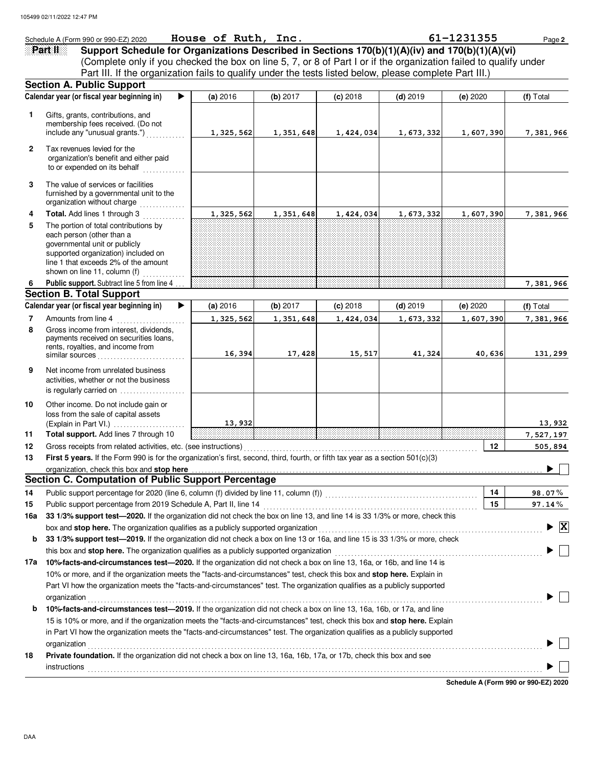Schedule A (Form 990 or 990-EZ) 2020 **House of Ruth, Inc.** **61-1231355**

## Part II Support Schedule for Organizations Described in Sections 170(b)(1)(A)(iv) and 170(b)(1)(A)(vi)

(Complete only if you checked the box on line 5, 7, or 8 of Part I or if the organization failed to qualify under Part III. If the organization fails to qualify under the tests listed below, please complete Part III.)

### Section A. Public Support

| Calendar year (or fiscal year beginning in) | (a) 2016 | (b) 2017 | (c) 2018 | (d) 2019 | (e) 2020 | (f) Total |
|---|---|---|---|---|---|---|
| **1** Gifts, grants, contributions, and membership fees received. (Do not include any "unusual grants.") | 1,325,562 | 1,351,648 | 1,424,034 | 1,673,332 | 1,607,390 | 7,381,966 |
| **2** Tax revenues levied for the organization's benefit and either paid to or expended on its behalf | | | | | | |
| **3** The value of services or facilities furnished by a governmental unit to the organization without charge | | | | | | |
| **4** **Total.** Add lines 1 through 3 | 1,325,562 | 1,351,648 | 1,424,034 | 1,673,332 | 1,607,390 | 7,381,966 |
| **5** The portion of total contributions by each person (other than a governmental unit or publicly supported organization) included on line 1 that exceeds 2% of the amount shown on line 11, column (f) | | | | | | |
| **6** **Public support.** Subtract line 5 from line 4 | | | | | | 7,381,966 |

### Section B. Total Support

| Calendar year (or fiscal year beginning in) | (a) 2016 | (b) 2017 | (c) 2018 | (d) 2019 | (e) 2020 | (f) Total |
|---|---|---|---|---|---|---|
| **7** Amounts from line 4 | 1,325,562 | 1,351,648 | 1,424,034 | 1,673,332 | 1,607,390 | 7,381,966 |
| **8** Gross income from interest, dividends, payments received on securities loans, rents, royalties, and income from similar sources | 16,394 | 17,428 | 15,517 | 41,324 | 40,636 | 131,299 |
| **9** Net income from unrelated business activities, whether or not the business is regularly carried on | | | | | | |
| **10** Other income. Do not include gain or loss from the sale of capital assets (Explain in Part VI.) | 13,932 | | | | | 13,932 |
| **11** **Total support.** Add lines 7 through 10 | | | | | | 7,527,197 |

**12** Gross receipts from related activities, etc. (see instructions) **12** 505,894

**13** **First 5 years.** If the Form 990 is for the organization's first, second, third, fourth, or fifth tax year as a section 501(c)(3) organization, check this box and **stop here** ☐

### Section C. Computation of Public Support Percentage

**14** Public support percentage for 2020 (line 6, column (f) divided by line 11, column (f)) **14** 98.07 %

**15** Public support percentage from 2019 Schedule A, Part II, line 14 **15** 97.14 %

**16a** **33 1/3% support test—2020.** If the organization did not check the box on line 13, and line 14 is 33 1/3% or more, check this box and **stop here.** The organization qualifies as a publicly supported organization ☒

**b** **33 1/3% support test—2019.** If the organization did not check a box on line 13 or 16a, and line 15 is 33 1/3% or more, check this box and **stop here.** The organization qualifies as a publicly supported organization ☐

**17a** **10%-facts-and-circumstances test—2020.** If the organization did not check a box on line 13, 16a, or 16b, and line 14 is 10% or more, and if the organization meets the "facts-and-circumstances" test, check this box and **stop here.** Explain in Part VI how the organization meets the "facts-and-circumstances" test. The organization qualifies as a publicly supported organization ☐

**b** **10%-facts-and-circumstances test—2019.** If the organization did not check a box on line 13, 16a, 16b, or 17a, and line 15 is 10% or more, and if the organization meets the "facts-and-circumstances" test, check this box and **stop here.** Explain in Part VI how the organization meets the "facts-and-circumstances" test. The organization qualifies as a publicly supported organization ☐

**18** **Private foundation.** If the organization did not check a box on line 13, 16a, 16b, 17a, or 17b, check this box and see instructions ☐

**Schedule A (Form 990 or 990-EZ) 2020**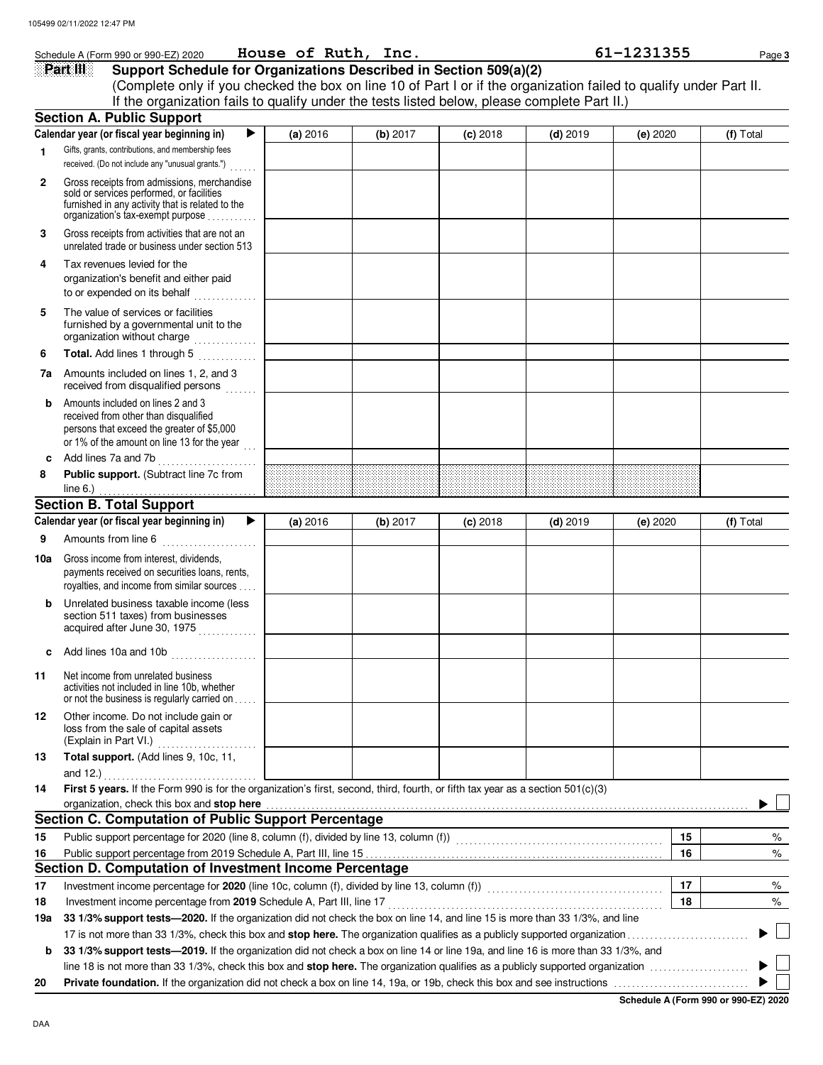Schedule A (Form 990 or 990-EZ) 2020 House of Ruth, Inc. 61-1231355 Page **3**

## Part III Support Schedule for Organizations Described in Section 509(a)(2)

(Complete only if you checked the box on line 10 of Part I or if the organization failed to qualify under Part II. If the organization fails to qualify under the tests listed below, please complete Part II.)

### Section A. Public Support

| Calendar year (or fiscal year beginning in) ▶ | (a) 2016 | (b) 2017 | (c) 2018 | (d) 2019 | (e) 2020 | (f) Total |
|---|---|---|---|---|---|---|
| **1** Gifts, grants, contributions, and membership fees received. (Do not include any "unusual grants.") | | | | | | |
| **2** Gross receipts from admissions, merchandise sold or services performed, or facilities furnished in any activity that is related to the organization's tax-exempt purpose | | | | | | |
| **3** Gross receipts from activities that are not an unrelated trade or business under section 513 | | | | | | |
| **4** Tax revenues levied for the organization's benefit and either paid to or expended on its behalf | | | | | | |
| **5** The value of services or facilities furnished by a governmental unit to the organization without charge | | | | | | |
| **6** **Total.** Add lines 1 through 5 | | | | | | |
| **7a** Amounts included on lines 1, 2, and 3 received from disqualified persons | | | | | | |
| **b** Amounts included on lines 2 and 3 received from other than disqualified persons that exceed the greater of $5,000 or 1% of the amount on line 13 for the year | | | | | | |
| **c** Add lines 7a and 7b | | | | | | |
| **8** **Public support.** (Subtract line 7c from line 6.) | | | | | | |

### Section B. Total Support

| Calendar year (or fiscal year beginning in) ▶ | (a) 2016 | (b) 2017 | (c) 2018 | (d) 2019 | (e) 2020 | (f) Total |
|---|---|---|---|---|---|---|
| **9** Amounts from line 6 | | | | | | |
| **10a** Gross income from interest, dividends, payments received on securities loans, rents, royalties, and income from similar sources | | | | | | |
| **b** Unrelated business taxable income (less section 511 taxes) from businesses acquired after June 30, 1975 | | | | | | |
| **c** Add lines 10a and 10b | | | | | | |
| **11** Net income from unrelated business activities not included in line 10b, whether or not the business is regularly carried on | | | | | | |
| **12** Other income. Do not include gain or loss from the sale of capital assets (Explain in Part VI.) | | | | | | |
| **13** **Total support.** (Add lines 9, 10c, 11, and 12.) | | | | | | |

**14** **First 5 years.** If the Form 990 is for the organization's first, second, third, fourth, or fifth tax year as a section 501(c)(3) organization, check this box and **stop here** ▶ ☐

### Section C. Computation of Public Support Percentage

| | | | |
|---|---|---|---|
| **15** | Public support percentage for 2020 (line 8, column (f), divided by line 13, column (f)) | 15 | % |
| **16** | Public support percentage from 2019 Schedule A, Part III, line 15 | 16 | % |

### Section D. Computation of Investment Income Percentage

| | | | |
|---|---|---|---|
| **17** | Investment income percentage for **2020** (line 10c, column (f), divided by line 13, column (f)) | 17 | % |
| **18** | Investment income percentage from **2019** Schedule A, Part III, line 17 | 18 | % |

**19a** **33 1/3% support tests—2020.** If the organization did not check the box on line 14, and line 15 is more than 33 1/3%, and line 17 is not more than 33 1/3%, check this box and **stop here.** The organization qualifies as a publicly supported organization ▶ ☐

**b** **33 1/3% support tests—2019.** If the organization did not check a box on line 14 or line 19a, and line 16 is more than 33 1/3%, and line 18 is not more than 33 1/3%, check this box and **stop here.** The organization qualifies as a publicly supported organization ▶ ☐

**20** **Private foundation.** If the organization did not check a box on line 14, 19a, or 19b, check this box and see instructions ▶ ☐

**Schedule A (Form 990 or 990-EZ) 2020**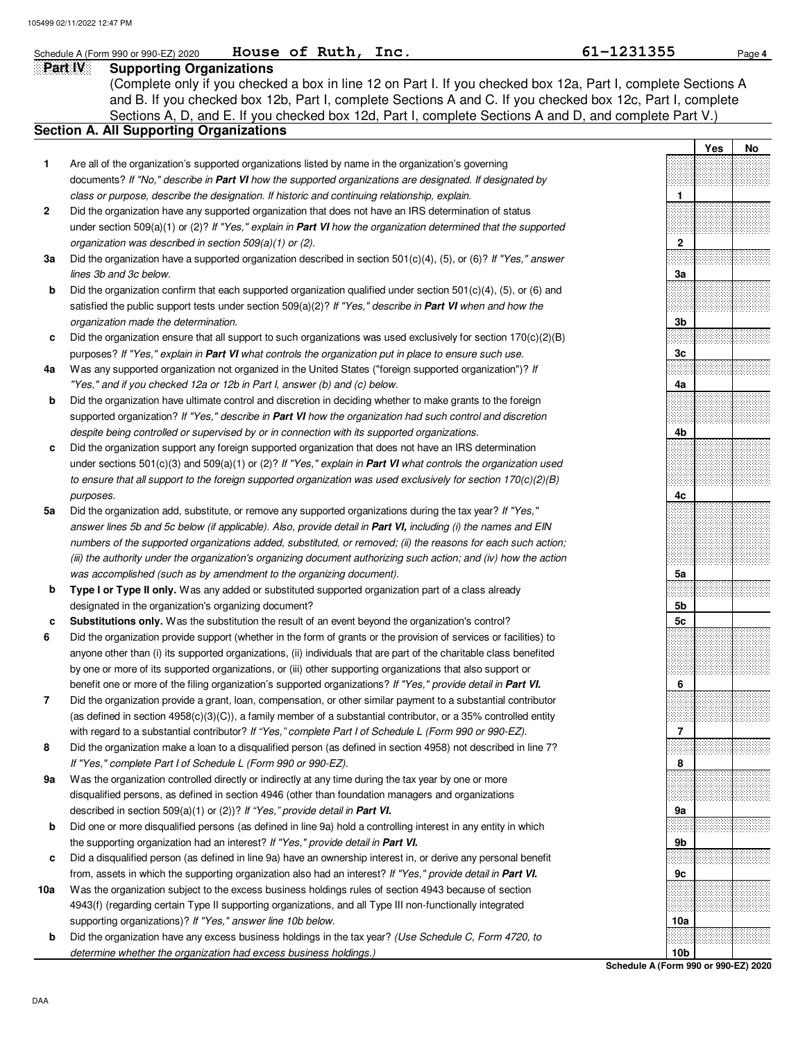Schedule A (Form 990 or 990-EZ) 2020 **House of Ruth, Inc.** **61-1231355** Page **4**

## Part IV Supporting Organizations

(Complete only if you checked a box in line 12 on Part I. If you checked box 12a, Part I, complete Sections A and B. If you checked box 12b, Part I, complete Sections A and C. If you checked box 12c, Part I, complete Sections A, D, and E. If you checked box 12d, Part I, complete Sections A and D, and complete Part V.)

### Section A. All Supporting Organizations

| | | | Yes | No |
|---|---|---|---|---|
| **1** | Are all of the organization's supported organizations listed by name in the organization's governing documents? *If "No," describe in* ***Part VI*** *how the supported organizations are designated. If designated by class or purpose, describe the designation. If historic and continuing relationship, explain.* | **1** | | |
| **2** | Did the organization have any supported organization that does not have an IRS determination of status under section 509(a)(1) or (2)? *If "Yes," explain in* ***Part VI*** *how the organization determined that the supported organization was described in section 509(a)(1) or (2).* | **2** | | |
| **3a** | Did the organization have a supported organization described in section 501(c)(4), (5), or (6)? *If "Yes," answer lines 3b and 3c below.* | **3a** | | |
| **b** | Did the organization confirm that each supported organization qualified under section 501(c)(4), (5), or (6) and satisfied the public support tests under section 509(a)(2)? *If "Yes," describe in* ***Part VI*** *when and how the organization made the determination.* | **3b** | | |
| **c** | Did the organization ensure that all support to such organizations was used exclusively for section 170(c)(2)(B) purposes? *If "Yes," explain in* ***Part VI*** *what controls the organization put in place to ensure such use.* | **3c** | | |
| **4a** | Was any supported organization not organized in the United States ("foreign supported organization")? *If "Yes," and if you checked 12a or 12b in Part I, answer (b) and (c) below.* | **4a** | | |
| **b** | Did the organization have ultimate control and discretion in deciding whether to make grants to the foreign supported organization? *If "Yes," describe in* ***Part VI*** *how the organization had such control and discretion despite being controlled or supervised by or in connection with its supported organizations.* | **4b** | | |
| **c** | Did the organization support any foreign supported organization that does not have an IRS determination under sections 501(c)(3) and 509(a)(1) or (2)? *If "Yes," explain in* ***Part VI*** *what controls the organization used to ensure that all support to the foreign supported organization was used exclusively for section 170(c)(2)(B) purposes.* | **4c** | | |
| **5a** | Did the organization add, substitute, or remove any supported organizations during the tax year? *If "Yes," answer lines 5b and 5c below (if applicable). Also, provide detail in* ***Part VI,*** *including (i) the names and EIN numbers of the supported organizations added, substituted, or removed; (ii) the reasons for each such action; (iii) the authority under the organization's organizing document authorizing such action; and (iv) how the action was accomplished (such as by amendment to the organizing document).* | **5a** | | |
| **b** | **Type I or Type II only.** Was any added or substituted supported organization part of a class already designated in the organization's organizing document? | **5b** | | |
| **c** | **Substitutions only.** Was the substitution the result of an event beyond the organization's control? | **5c** | | |
| **6** | Did the organization provide support (whether in the form of grants or the provision of services or facilities) to anyone other than (i) its supported organizations, (ii) individuals that are part of the charitable class benefited by one or more of its supported organizations, or (iii) other supporting organizations that also support or benefit one or more of the filing organization's supported organizations? *If "Yes," provide detail in* ***Part VI.*** | **6** | | |
| **7** | Did the organization provide a grant, loan, compensation, or other similar payment to a substantial contributor (as defined in section 4958(c)(3)(C)), a family member of a substantial contributor, or a 35% controlled entity with regard to a substantial contributor? *If "Yes," complete Part I of Schedule L (Form 990 or 990-EZ).* | **7** | | |
| **8** | Did the organization make a loan to a disqualified person (as defined in section 4958) not described in line 7? *If "Yes," complete Part I of Schedule L (Form 990 or 990-EZ).* | **8** | | |
| **9a** | Was the organization controlled directly or indirectly at any time during the tax year by one or more disqualified persons, as defined in section 4946 (other than foundation managers and organizations described in section 509(a)(1) or (2))? *If "Yes," provide detail in* ***Part VI.*** | **9a** | | |
| **b** | Did one or more disqualified persons (as defined in line 9a) hold a controlling interest in any entity in which the supporting organization had an interest? *If "Yes," provide detail in* ***Part VI.*** | **9b** | | |
| **c** | Did a disqualified person (as defined in line 9a) have an ownership interest in, or derive any personal benefit from, assets in which the supporting organization also had an interest? *If "Yes," provide detail in* ***Part VI.*** | **9c** | | |
| **10a** | Was the organization subject to the excess business holdings rules of section 4943 because of section 4943(f) (regarding certain Type II supporting organizations, and all Type III non-functionally integrated supporting organizations)? *If "Yes," answer line 10b below.* | **10a** | | |
| **b** | Did the organization have any excess business holdings in the tax year? *(Use Schedule C, Form 4720, to determine whether the organization had excess business holdings.)* | **10b** | | |

**Schedule A (Form 990 or 990-EZ) 2020**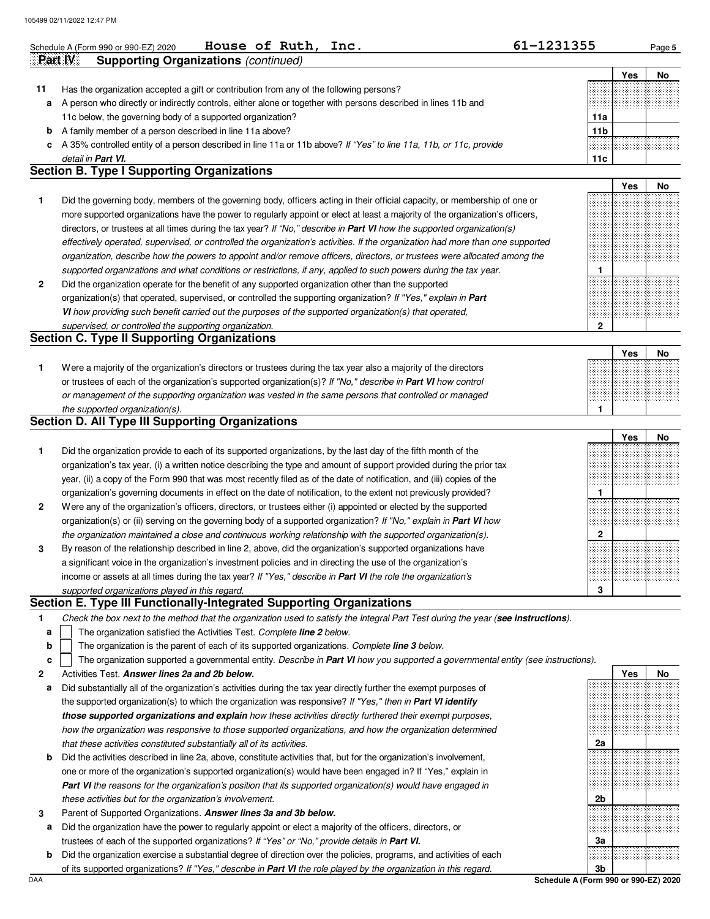Schedule A (Form 990 or 990-EZ) 2020 **House of Ruth, Inc.** **61-1231355** Page **5**

**Part IV Supporting Organizations** *(continued)*

| | | | Yes | No |
|---|---|---|---|---|
| **11** | Has the organization accepted a gift or contribution from any of the following persons? | | | |
| **a** | A person who directly or indirectly controls, either alone or together with persons described in lines 11b and 11c below, the governing body of a supported organization? | **11a** | | |
| **b** | A family member of a person described in line 11a above? | **11b** | | |
| **c** | A 35% controlled entity of a person described in line 11a or 11b above? *If "Yes" to line 11a, 11b, or 11c, provide detail in* ***Part VI.*** | **11c** | | |

## Section B. Type I Supporting Organizations

| | | | Yes | No |
|---|---|---|---|---|
| **1** | Did the governing body, members of the governing body, officers acting in their official capacity, or membership of one or more supported organizations have the power to regularly appoint or elect at least a majority of the organization's officers, directors, or trustees at all times during the tax year? *If "No," describe in* ***Part VI*** *how the supported organization(s) effectively operated, supervised, or controlled the organization's activities. If the organization had more than one supported organization, describe how the powers to appoint and/or remove officers, directors, or trustees were allocated among the supported organizations and what conditions or restrictions, if any, applied to such powers during the tax year.* | **1** | | |
| **2** | Did the organization operate for the benefit of any supported organization other than the supported organization(s) that operated, supervised, or controlled the supporting organization? *If "Yes," explain in* ***Part VI*** *how providing such benefit carried out the purposes of the supported organization(s) that operated, supervised, or controlled the supporting organization.* | **2** | | |

## Section C. Type II Supporting Organizations

| | | | Yes | No |
|---|---|---|---|---|
| **1** | Were a majority of the organization's directors or trustees during the tax year also a majority of the directors or trustees of each of the organization's supported organization(s)? *If "No," describe in* ***Part VI*** *how control or management of the supporting organization was vested in the same persons that controlled or managed the supported organization(s).* | **1** | | |

## Section D. All Type III Supporting Organizations

| | | | Yes | No |
|---|---|---|---|---|
| **1** | Did the organization provide to each of its supported organizations, by the last day of the fifth month of the organization's tax year, (i) a written notice describing the type and amount of support provided during the prior tax year, (ii) a copy of the Form 990 that was most recently filed as of the date of notification, and (iii) copies of the organization's governing documents in effect on the date of notification, to the extent not previously provided? | **1** | | |
| **2** | Were any of the organization's officers, directors, or trustees either (i) appointed or elected by the supported organization(s) or (ii) serving on the governing body of a supported organization? *If "No," explain in* ***Part VI*** *how the organization maintained a close and continuous working relationship with the supported organization(s).* | **2** | | |
| **3** | By reason of the relationship described in line 2, above, did the organization's supported organizations have a significant voice in the organization's investment policies and in directing the use of the organization's income or assets at all times during the tax year? *If "Yes," describe in* ***Part VI*** *the role the organization's supported organizations played in this regard.* | **3** | | |

## Section E. Type III Functionally-Integrated Supporting Organizations

**1** *Check the box next to the method that the organization used to satisfy the Integral Part Test during the year (**see instructions**).*

- **a** ☐ The organization satisfied the Activities Test. *Complete **line 2** below.*
- **b** ☐ The organization is the parent of each of its supported organizations. *Complete **line 3** below.*
- **c** ☐ The organization supported a governmental entity. *Describe in **Part VI** how you supported a governmental entity (see instructions).*

| | | | Yes | No |
|---|---|---|---|---|
| **2** | Activities Test. ***Answer lines 2a and 2b below.*** | | | |
| **a** | Did substantially all of the organization's activities during the tax year directly further the exempt purposes of the supported organization(s) to which the organization was responsive? *If "Yes," then in* ***Part VI identify those supported organizations and explain*** *how these activities directly furthered their exempt purposes, how the organization was responsive to those supported organizations, and how the organization determined that these activities constituted substantially all of its activities.* | **2a** | | |
| **b** | Did the activities described in line 2a, above, constitute activities that, but for the organization's involvement, one or more of the organization's supported organization(s) would have been engaged in? If "Yes," explain in ***Part VI*** *the reasons for the organization's position that its supported organization(s) would have engaged in these activities but for the organization's involvement.* | **2b** | | |
| **3** | Parent of Supported Organizations. ***Answer lines 3a and 3b below.*** | | | |
| **a** | Did the organization have the power to regularly appoint or elect a majority of the officers, directors, or trustees of each of the supported organizations? *If "Yes" or "No," provide details in* ***Part VI.*** | **3a** | | |
| **b** | Did the organization exercise a substantial degree of direction over the policies, programs, and activities of each of its supported organizations? *If "Yes," describe in* ***Part VI*** *the role played by the organization in this regard.* | **3b** | | |

**Schedule A (Form 990 or 990-EZ) 2020**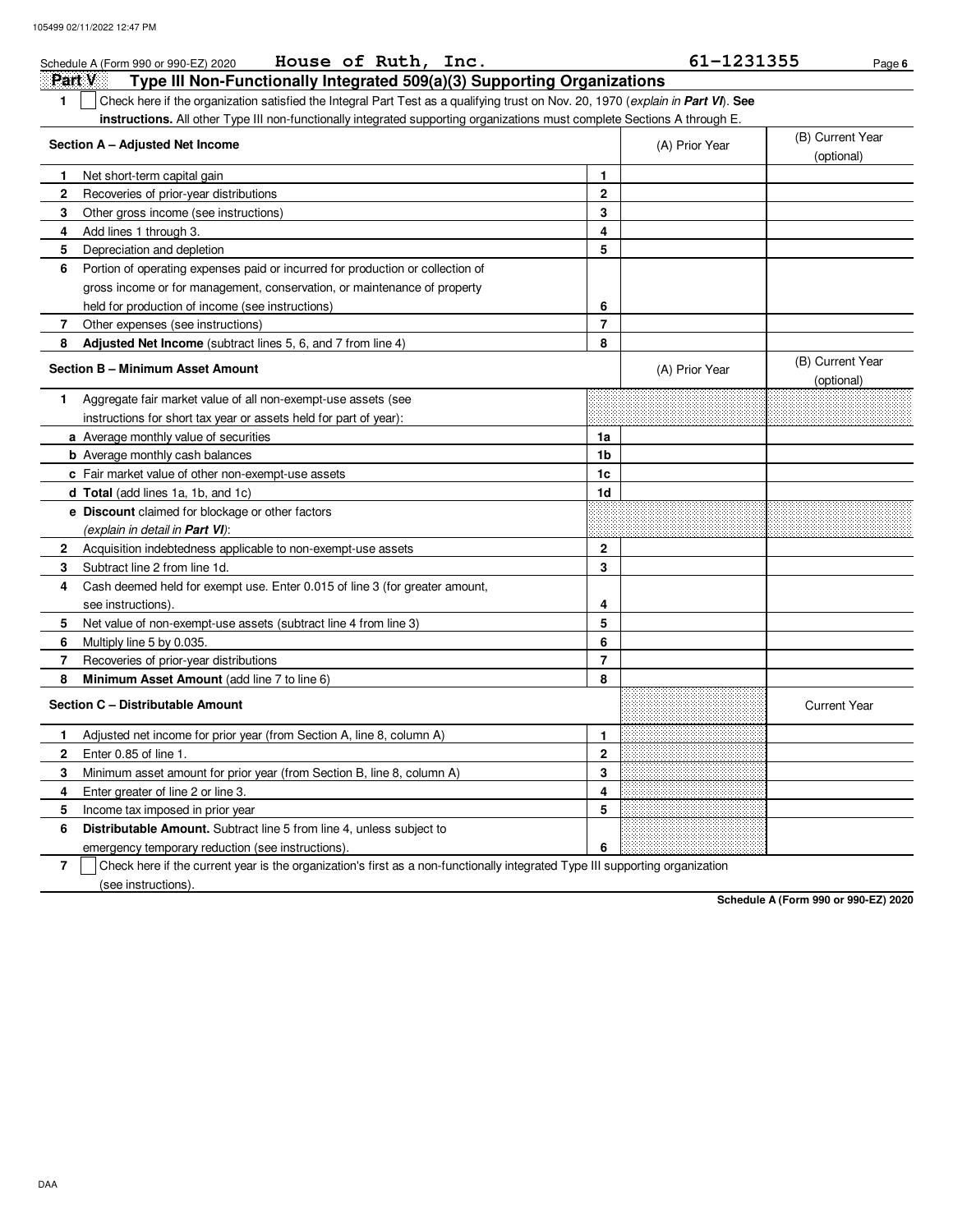Schedule A (Form 990 or 990-EZ) 2020 House of Ruth, Inc. 61-1231355 Page **6**

## Part V Type III Non-Functionally Integrated 509(a)(3) Supporting Organizations

**1** ☐ Check here if the organization satisfied the Integral Part Test as a qualifying trust on Nov. 20, 1970 (*explain in **Part VI***). **See instructions.** All other Type III non-functionally integrated supporting organizations must complete Sections A through E.

| **Section A – Adjusted Net Income** | | (A) Prior Year | (B) Current Year (optional) |
|---|---|---|---|
| **1** Net short-term capital gain | 1 | | |
| **2** Recoveries of prior-year distributions | 2 | | |
| **3** Other gross income (see instructions) | 3 | | |
| **4** Add lines 1 through 3. | 4 | | |
| **5** Depreciation and depletion | 5 | | |
| **6** Portion of operating expenses paid or incurred for production or collection of gross income or for management, conservation, or maintenance of property held for production of income (see instructions) | 6 | | |
| **7** Other expenses (see instructions) | 7 | | |
| **8** **Adjusted Net Income** (subtract lines 5, 6, and 7 from line 4) | 8 | | |

| **Section B – Minimum Asset Amount** | | (A) Prior Year | (B) Current Year (optional) |
|---|---|---|---|
| **1** Aggregate fair market value of all non-exempt-use assets (see instructions for short tax year or assets held for part of year): | | | |
| **a** Average monthly value of securities | 1a | | |
| **b** Average monthly cash balances | 1b | | |
| **c** Fair market value of other non-exempt-use assets | 1c | | |
| **d** **Total** (add lines 1a, 1b, and 1c) | 1d | | |
| **e** **Discount** claimed for blockage or other factors (*explain in detail in **Part VI***): | | | |
| **2** Acquisition indebtedness applicable to non-exempt-use assets | 2 | | |
| **3** Subtract line 2 from line 1d. | 3 | | |
| **4** Cash deemed held for exempt use. Enter 0.015 of line 3 (for greater amount, see instructions). | 4 | | |
| **5** Net value of non-exempt-use assets (subtract line 4 from line 3) | 5 | | |
| **6** Multiply line 5 by 0.035. | 6 | | |
| **7** Recoveries of prior-year distributions | 7 | | |
| **8** **Minimum Asset Amount** (add line 7 to line 6) | 8 | | |

| **Section C – Distributable Amount** | | | Current Year |
|---|---|---|---|
| **1** Adjusted net income for prior year (from Section A, line 8, column A) | 1 | | |
| **2** Enter 0.85 of line 1. | 2 | | |
| **3** Minimum asset amount for prior year (from Section B, line 8, column A) | 3 | | |
| **4** Enter greater of line 2 or line 3. | 4 | | |
| **5** Income tax imposed in prior year | 5 | | |
| **6** **Distributable Amount.** Subtract line 5 from line 4, unless subject to emergency temporary reduction (see instructions). | 6 | | |

**7** ☐ Check here if the current year is the organization's first as a non-functionally integrated Type III supporting organization (see instructions).

**Schedule A (Form 990 or 990-EZ) 2020**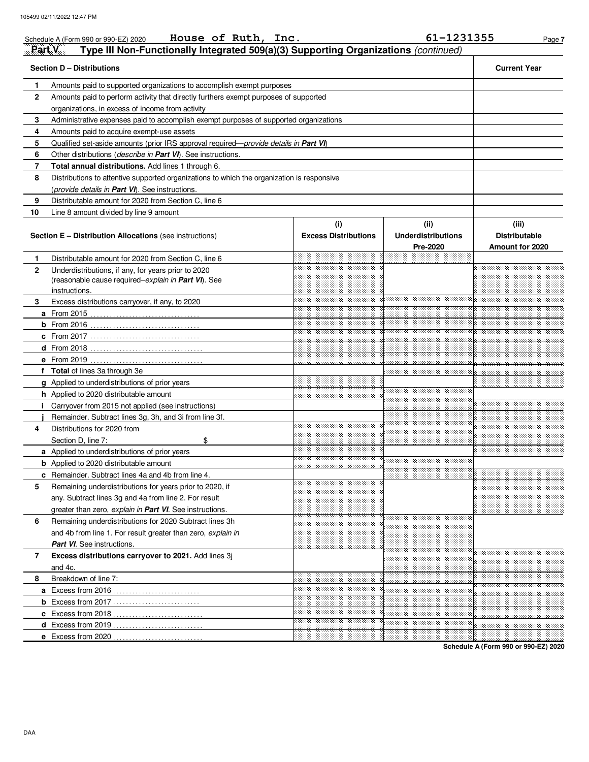Schedule A (Form 990 or 990-EZ) 2020 House of Ruth, Inc. 61-1231355

**Part V** **Type III Non-Functionally Integrated 509(a)(3) Supporting Organizations** *(continued)*

| **Section D – Distributions** | | **Current Year** |
|---|---|---|
| 1 | Amounts paid to supported organizations to accomplish exempt purposes | |
| 2 | Amounts paid to perform activity that directly furthers exempt purposes of supported organizations, in excess of income from activity | |
| 3 | Administrative expenses paid to accomplish exempt purposes of supported organizations | |
| 4 | Amounts paid to acquire exempt-use assets | |
| 5 | Qualified set-aside amounts (prior IRS approval required—*provide details in* ***Part VI***) | |
| 6 | Other distributions (*describe in* ***Part VI***). See instructions. | |
| 7 | **Total annual distributions.** Add lines 1 through 6. | |
| 8 | Distributions to attentive supported organizations to which the organization is responsive (*provide details in* ***Part VI***). See instructions. | |
| 9 | Distributable amount for 2020 from Section C, line 6 | |
| 10 | Line 8 amount divided by line 9 amount | |

| **Section E – Distribution Allocations** (see instructions) | | **(i) Excess Distributions** | **(ii) Underdistributions Pre-2020** | **(iii) Distributable Amount for 2020** |
|---|---|---|---|---|
| 1 | Distributable amount for 2020 from Section C, line 6 | | | |
| 2 | Underdistributions, if any, for years prior to 2020 (reasonable cause required–*explain in* ***Part VI***). See instructions. | | | |
| 3 | Excess distributions carryover, if any, to 2020 | | | |
| a | From 2015 | | | |
| b | From 2016 | | | |
| c | From 2017 | | | |
| d | From 2018 | | | |
| e | From 2019 | | | |
| f | **Total** of lines 3a through 3e | | | |
| g | Applied to underdistributions of prior years | | | |
| h | Applied to 2020 distributable amount | | | |
| i | Carryover from 2015 not applied (see instructions) | | | |
| j | Remainder. Subtract lines 3g, 3h, and 3i from line 3f. | | | |
| 4 | Distributions for 2020 from Section D, line 7: $ | | | |
| a | Applied to underdistributions of prior years | | | |
| b | Applied to 2020 distributable amount | | | |
| c | Remainder. Subtract lines 4a and 4b from line 4. | | | |
| 5 | Remaining underdistributions for years prior to 2020, if any. Subtract lines 3g and 4a from line 2. For result greater than zero, *explain in* ***Part VI***. See instructions. | | | |
| 6 | Remaining underdistributions for 2020 Subtract lines 3h and 4b from line 1. For result greater than zero, *explain in* ***Part VI***. See instructions. | | | |
| 7 | **Excess distributions carryover to 2021.** Add lines 3j and 4c. | | | |
| 8 | Breakdown of line 7: | | | |
| a | Excess from 2016 | | | |
| b | Excess from 2017 | | | |
| c | Excess from 2018 | | | |
| d | Excess from 2019 | | | |
| e | Excess from 2020 | | | |

**Schedule A (Form 990 or 990-EZ) 2020**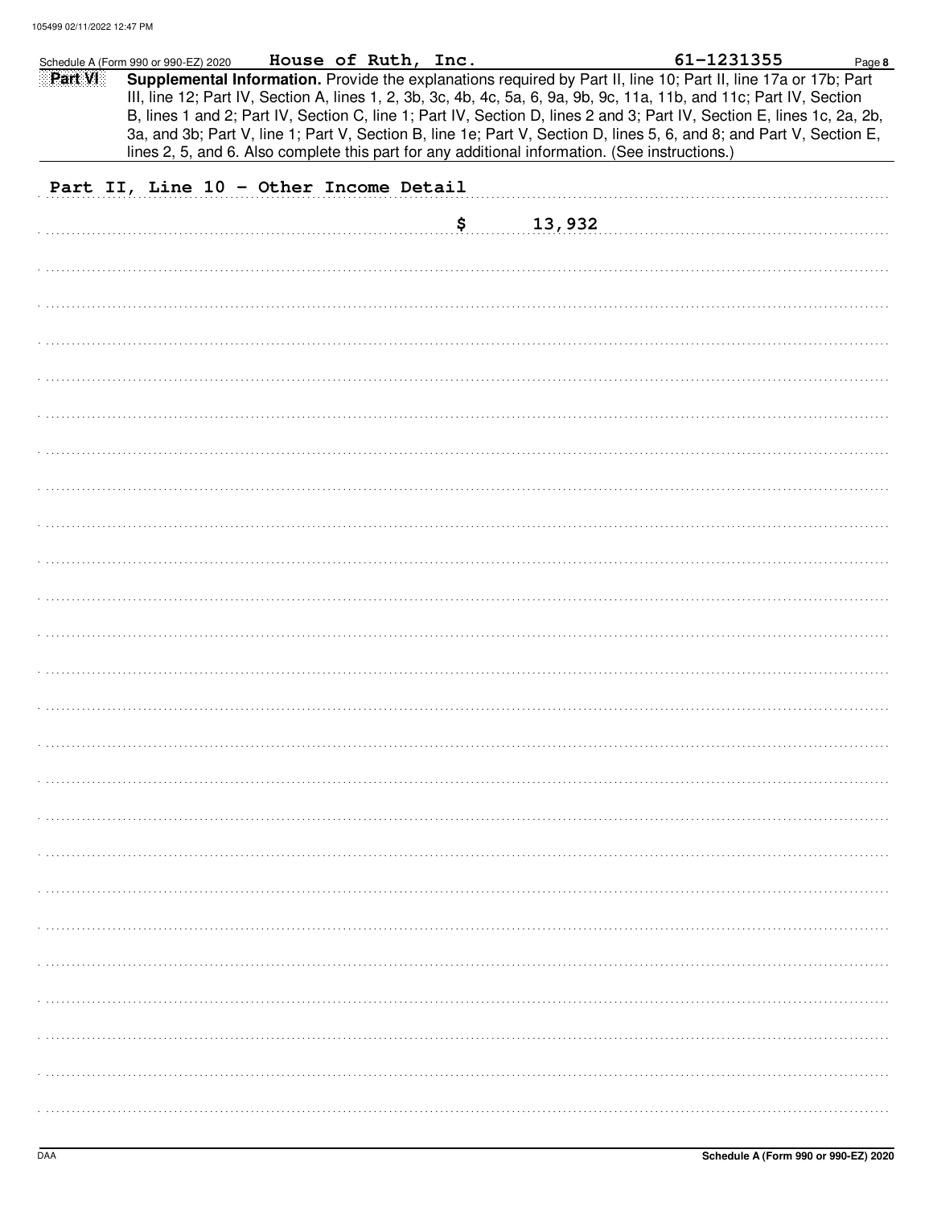Schedule A (Form 990 or 990-EZ) 2020 **House of Ruth, Inc.** **61-1231355** Page **8**

**Part VI** **Supplemental Information.** Provide the explanations required by Part II, line 10; Part II, line 17a or 17b; Part III, line 12; Part IV, Section A, lines 1, 2, 3b, 3c, 4b, 4c, 5a, 6, 9a, 9b, 9c, 11a, 11b, and 11c; Part IV, Section B, lines 1 and 2; Part IV, Section C, line 1; Part IV, Section D, lines 2 and 3; Part IV, Section E, lines 1c, 2a, 2b, 3a, and 3b; Part V, line 1; Part V, Section B, line 1e; Part V, Section D, lines 5, 6, and 8; and Part V, Section E, lines 2, 5, and 6. Also complete this part for any additional information. (See instructions.)

Part II, Line 10 - Other Income Detail

$ 13,932

Schedule A (Form 990 or 990-EZ) 2020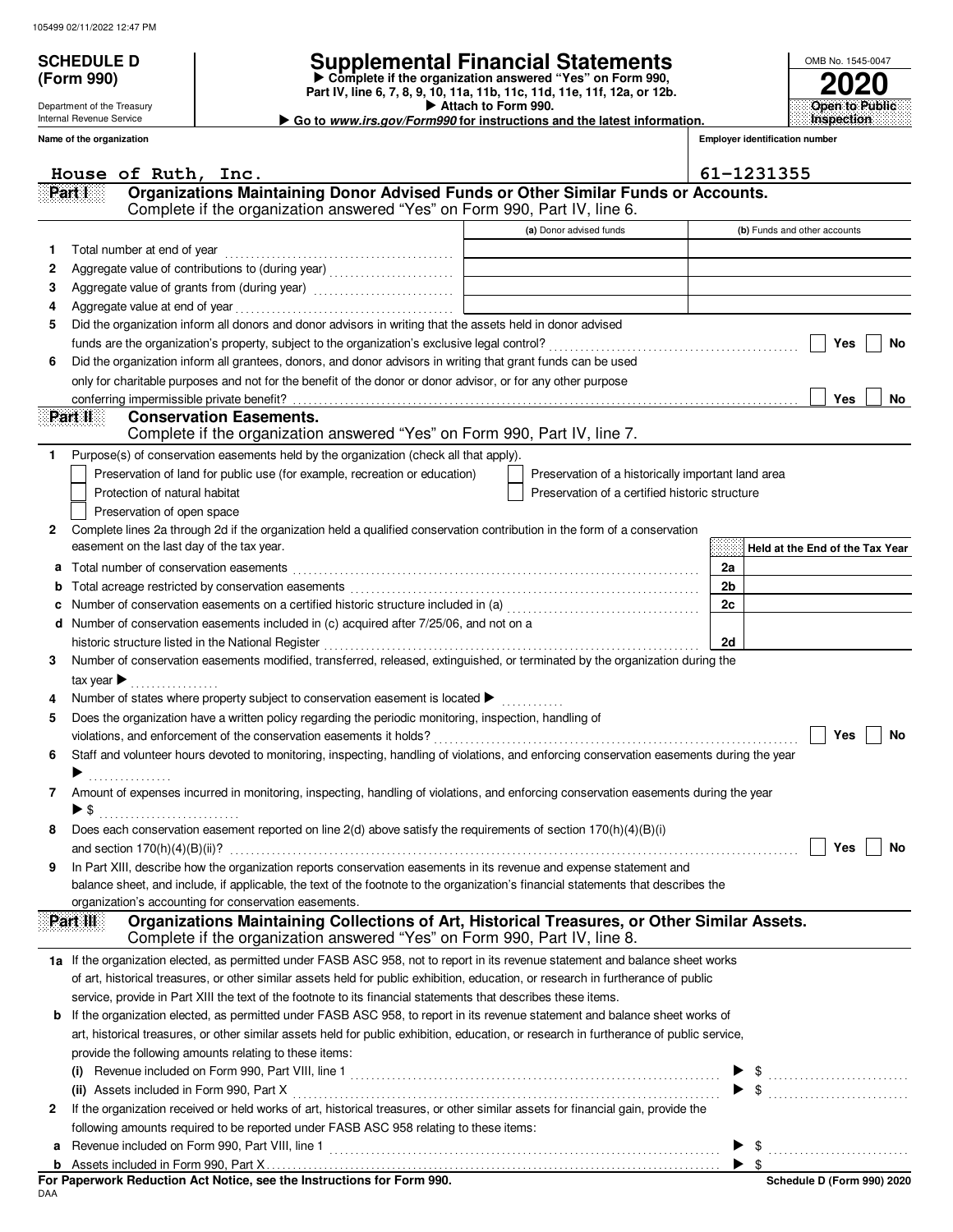**SCHEDULE D (Form 990)**

Department of the Treasury
Internal Revenue Service

# Supplemental Financial Statements

▶ Complete if the organization answered "Yes" on Form 990, Part IV, line 6, 7, 8, 9, 10, 11a, 11b, 11c, 11d, 11e, 11f, 12a, or 12b.
▶ Attach to Form 990.
▶ Go to *www.irs.gov/Form990* for instructions and the latest information.

OMB No. 1545-0047
**2020**
**Open to Public Inspection**

**Name of the organization:** House of Ruth, Inc.
**Employer identification number:** 61-1231355

## Part I — Organizations Maintaining Donor Advised Funds or Other Similar Funds or Accounts.
Complete if the organization answered "Yes" on Form 990, Part IV, line 6.

| | | (a) Donor advised funds | (b) Funds and other accounts |
|---|---|---|---|
| 1 | Total number at end of year | | |
| 2 | Aggregate value of contributions to (during year) | | |
| 3 | Aggregate value of grants from (during year) | | |
| 4 | Aggregate value at end of year | | |

5 Did the organization inform all donors and donor advisors in writing that the assets held in donor advised funds are the organization's property, subject to the organization's exclusive legal control? ☐ Yes ☐ No

6 Did the organization inform all grantees, donors, and donor advisors in writing that grant funds can be used only for charitable purposes and not for the benefit of the donor or donor advisor, or for any other purpose conferring impermissible private benefit? ☐ Yes ☐ No

## Part II — Conservation Easements.
Complete if the organization answered "Yes" on Form 990, Part IV, line 7.

1 Purpose(s) of conservation easements held by the organization (check all that apply).

- ☐ Preservation of land for public use (for example, recreation or education)
- ☐ Protection of natural habitat
- ☐ Preservation of open space
- ☐ Preservation of a historically important land area
- ☐ Preservation of a certified historic structure

2 Complete lines 2a through 2d if the organization held a qualified conservation contribution in the form of a conservation easement on the last day of the tax year.

| | | | Held at the End of the Tax Year |
|---|---|---|---|
| a | Total number of conservation easements | 2a | |
| b | Total acreage restricted by conservation easements | 2b | |
| c | Number of conservation easements on a certified historic structure included in (a) | 2c | |
| d | Number of conservation easements included in (c) acquired after 7/25/06, and not on a historic structure listed in the National Register | 2d | |

3 Number of conservation easements modified, transferred, released, extinguished, or terminated by the organization during the tax year ▶

4 Number of states where property subject to conservation easement is located ▶

5 Does the organization have a written policy regarding the periodic monitoring, inspection, handling of violations, and enforcement of the conservation easements it holds? ☐ Yes ☐ No

6 Staff and volunteer hours devoted to monitoring, inspecting, handling of violations, and enforcing conservation easements during the year ▶

7 Amount of expenses incurred in monitoring, inspecting, handling of violations, and enforcing conservation easements during the year ▶ $

8 Does each conservation easement reported on line 2(d) above satisfy the requirements of section 170(h)(4)(B)(i) and section 170(h)(4)(B)(ii)? ☐ Yes ☐ No

9 In Part XIII, describe how the organization reports conservation easements in its revenue and expense statement and balance sheet, and include, if applicable, the text of the footnote to the organization's financial statements that describes the organization's accounting for conservation easements.

## Part III — Organizations Maintaining Collections of Art, Historical Treasures, or Other Similar Assets.
Complete if the organization answered "Yes" on Form 990, Part IV, line 8.

1a If the organization elected, as permitted under FASB ASC 958, not to report in its revenue statement and balance sheet works of art, historical treasures, or other similar assets held for public exhibition, education, or research in furtherance of public service, provide in Part XIII the text of the footnote to its financial statements that describes these items.

b If the organization elected, as permitted under FASB ASC 958, to report in its revenue statement and balance sheet works of art, historical treasures, or other similar assets held for public exhibition, education, or research in furtherance of public service, provide the following amounts relating to these items:

(i) Revenue included on Form 990, Part VIII, line 1 ▶ $

(ii) Assets included in Form 990, Part X ▶ $

2 If the organization received or held works of art, historical treasures, or other similar assets for financial gain, provide the following amounts required to be reported under FASB ASC 958 relating to these items:

a Revenue included on Form 990, Part VIII, line 1 ▶ $

b Assets included in Form 990, Part X ▶ $

**For Paperwork Reduction Act Notice, see the Instructions for Form 990.**
DAA
**Schedule D (Form 990) 2020**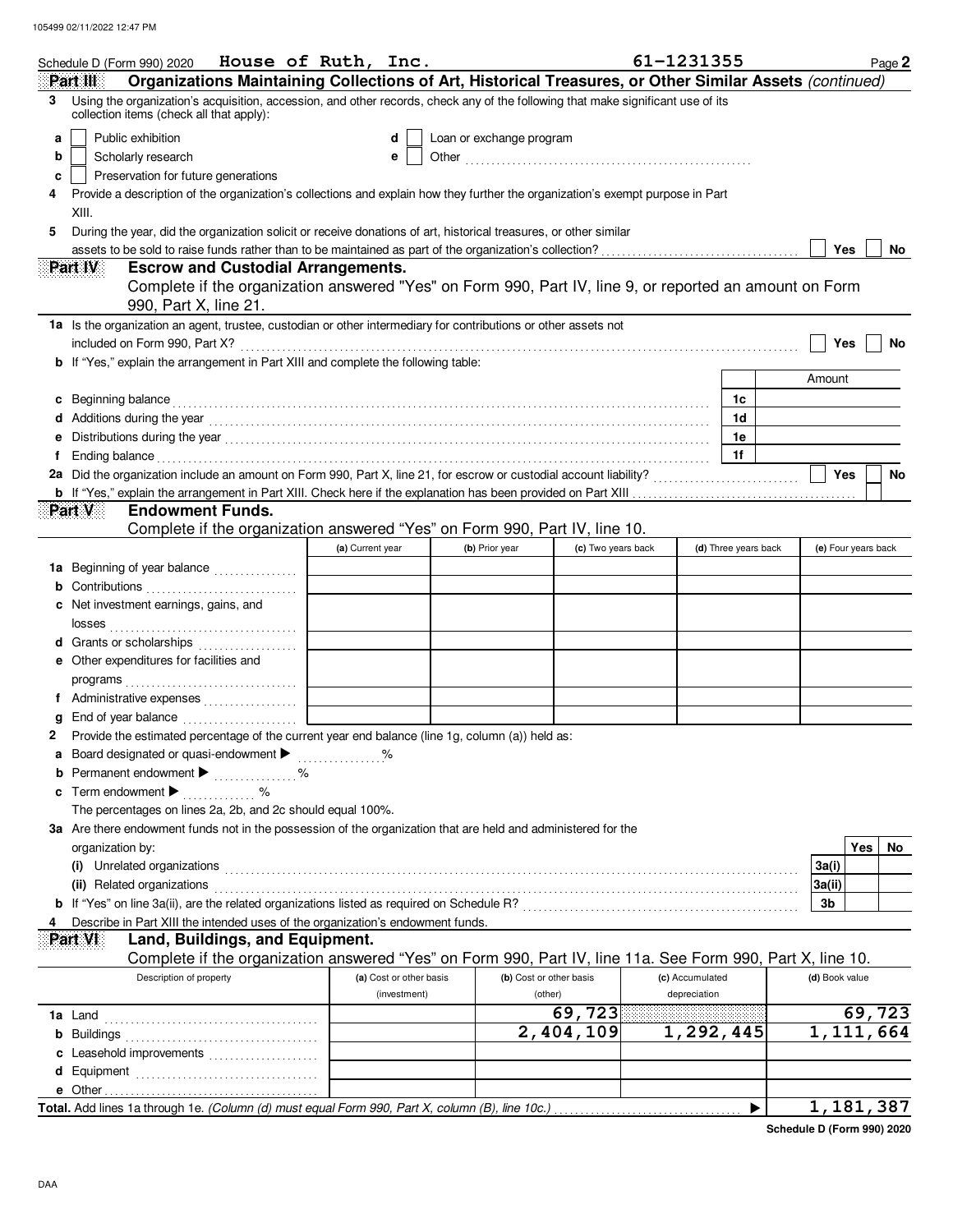Schedule D (Form 990) 2020 **House of Ruth, Inc.** **61-1231355** Page **2**

## Part III Organizations Maintaining Collections of Art, Historical Treasures, or Other Similar Assets *(continued)*

**3** Using the organization's acquisition, accession, and other records, check any of the following that make significant use of its collection items (check all that apply):

- **a** ☐ Public exhibition
- **b** ☐ Scholarly research
- **c** ☐ Preservation for future generations
- **d** ☐ Loan or exchange program
- **e** ☐ Other

**4** Provide a description of the organization's collections and explain how they further the organization's exempt purpose in Part XIII.

**5** During the year, did the organization solicit or receive donations of art, historical treasures, or other similar assets to be sold to raise funds rather than to be maintained as part of the organization's collection? ☐ Yes ☐ No

## Part IV Escrow and Custodial Arrangements.

Complete if the organization answered "Yes" on Form 990, Part IV, line 9, or reported an amount on Form 990, Part X, line 21.

**1a** Is the organization an agent, trustee, custodian or other intermediary for contributions or other assets not included on Form 990, Part X? ☐ Yes ☐ No

**b** If "Yes," explain the arrangement in Part XIII and complete the following table:

| | | Amount |
|---|---|---|
| **c** Beginning balance | 1c | |
| **d** Additions during the year | 1d | |
| **e** Distributions during the year | 1e | |
| **f** Ending balance | 1f | |

**2a** Did the organization include an amount on Form 990, Part X, line 21, for escrow or custodial account liability? ☐ Yes ☐ No

**b** If "Yes," explain the arrangement in Part XIII. Check here if the explanation has been provided on Part XIII ☐

## Part V Endowment Funds.

Complete if the organization answered "Yes" on Form 990, Part IV, line 10.

| | (a) Current year | (b) Prior year | (c) Two years back | (d) Three years back | (e) Four years back |
|---|---|---|---|---|---|
| **1a** Beginning of year balance | | | | | |
| **b** Contributions | | | | | |
| **c** Net investment earnings, gains, and losses | | | | | |
| **d** Grants or scholarships | | | | | |
| **e** Other expenditures for facilities and programs | | | | | |
| **f** Administrative expenses | | | | | |
| **g** End of year balance | | | | | |

**2** Provide the estimated percentage of the current year end balance (line 1g, column (a)) held as:

- **a** Board designated or quasi-endowment ▶ %
- **b** Permanent endowment ▶ %
- **c** Term endowment ▶ %

The percentages on lines 2a, 2b, and 2c should equal 100%.

**3a** Are there endowment funds not in the possession of the organization that are held and administered for the organization by:

| | | Yes | No |
|---|---|---|---|
| **(i)** Unrelated organizations | 3a(i) | | |
| **(ii)** Related organizations | 3a(ii) | | |
| **b** If "Yes" on line 3a(ii), are the related organizations listed as required on Schedule R? | 3b | | |

**4** Describe in Part XIII the intended uses of the organization's endowment funds.

## Part VI Land, Buildings, and Equipment.

Complete if the organization answered "Yes" on Form 990, Part IV, line 11a. See Form 990, Part X, line 10.

| Description of property | (a) Cost or other basis (investment) | (b) Cost or other basis (other) | (c) Accumulated depreciation | (d) Book value |
|---|---|---|---|---|
| **1a** Land | | 69,723 | | 69,723 |
| **b** Buildings | | 2,404,109 | 1,292,445 | 1,111,664 |
| **c** Leasehold improvements | | | | |
| **d** Equipment | | | | |
| **e** Other | | | | |
| **Total.** Add lines 1a through 1e. *(Column (d) must equal Form 990, Part X, column (B), line 10c.)* ▶ | | | | 1,181,387 |

**Schedule D (Form 990) 2020**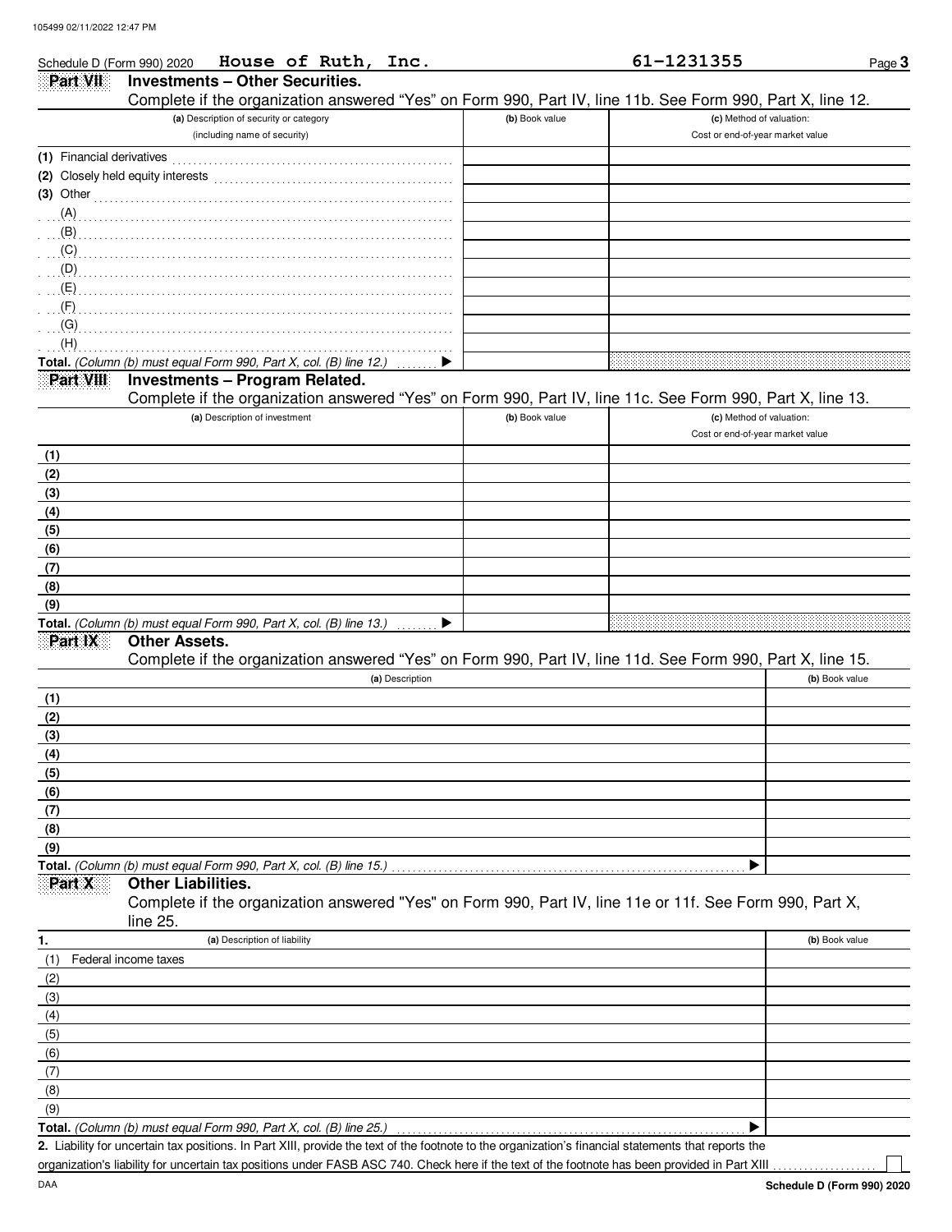Schedule D (Form 990) 2020 **House of Ruth, Inc.** **61-1231355**

## Part VII Investments – Other Securities.

Complete if the organization answered "Yes" on Form 990, Part IV, line 11b. See Form 990, Part X, line 12.

| (a) Description of security or category (including name of security) | (b) Book value | (c) Method of valuation: Cost or end-of-year market value |
|---|---|---|
| (1) Financial derivatives | | |
| (2) Closely held equity interests | | |
| (3) Other | | |
| (A) | | |
| (B) | | |
| (C) | | |
| (D) | | |
| (E) | | |
| (F) | | |
| (G) | | |
| (H) | | |
| **Total.** *(Column (b) must equal Form 990, Part X, col. (B) line 12.)* ▶ | | |

## Part VIII Investments – Program Related.

Complete if the organization answered "Yes" on Form 990, Part IV, line 11c. See Form 990, Part X, line 13.

| (a) Description of investment | (b) Book value | (c) Method of valuation: Cost or end-of-year market value |
|---|---|---|
| (1) | | |
| (2) | | |
| (3) | | |
| (4) | | |
| (5) | | |
| (6) | | |
| (7) | | |
| (8) | | |
| (9) | | |
| **Total.** *(Column (b) must equal Form 990, Part X, col. (B) line 13.)* ▶ | | |

## Part IX Other Assets.

Complete if the organization answered "Yes" on Form 990, Part IV, line 11d. See Form 990, Part X, line 15.

| (a) Description | (b) Book value |
|---|---|
| (1) | |
| (2) | |
| (3) | |
| (4) | |
| (5) | |
| (6) | |
| (7) | |
| (8) | |
| (9) | |
| **Total.** *(Column (b) must equal Form 990, Part X, col. (B) line 15.)* ▶ | |

## Part X Other Liabilities.

Complete if the organization answered "Yes" on Form 990, Part IV, line 11e or 11f. See Form 990, Part X, line 25.

| 1. (a) Description of liability | (b) Book value |
|---|---|
| (1) Federal income taxes | |
| (2) | |
| (3) | |
| (4) | |
| (5) | |
| (6) | |
| (7) | |
| (8) | |
| (9) | |
| **Total.** *(Column (b) must equal Form 990, Part X, col. (B) line 25.)* ▶ | |

**2.** Liability for uncertain tax positions. In Part XIII, provide the text of the footnote to the organization's financial statements that reports the organization's liability for uncertain tax positions under FASB ASC 740. Check here if the text of the footnote has been provided in Part XIII ☐

**Schedule D (Form 990) 2020**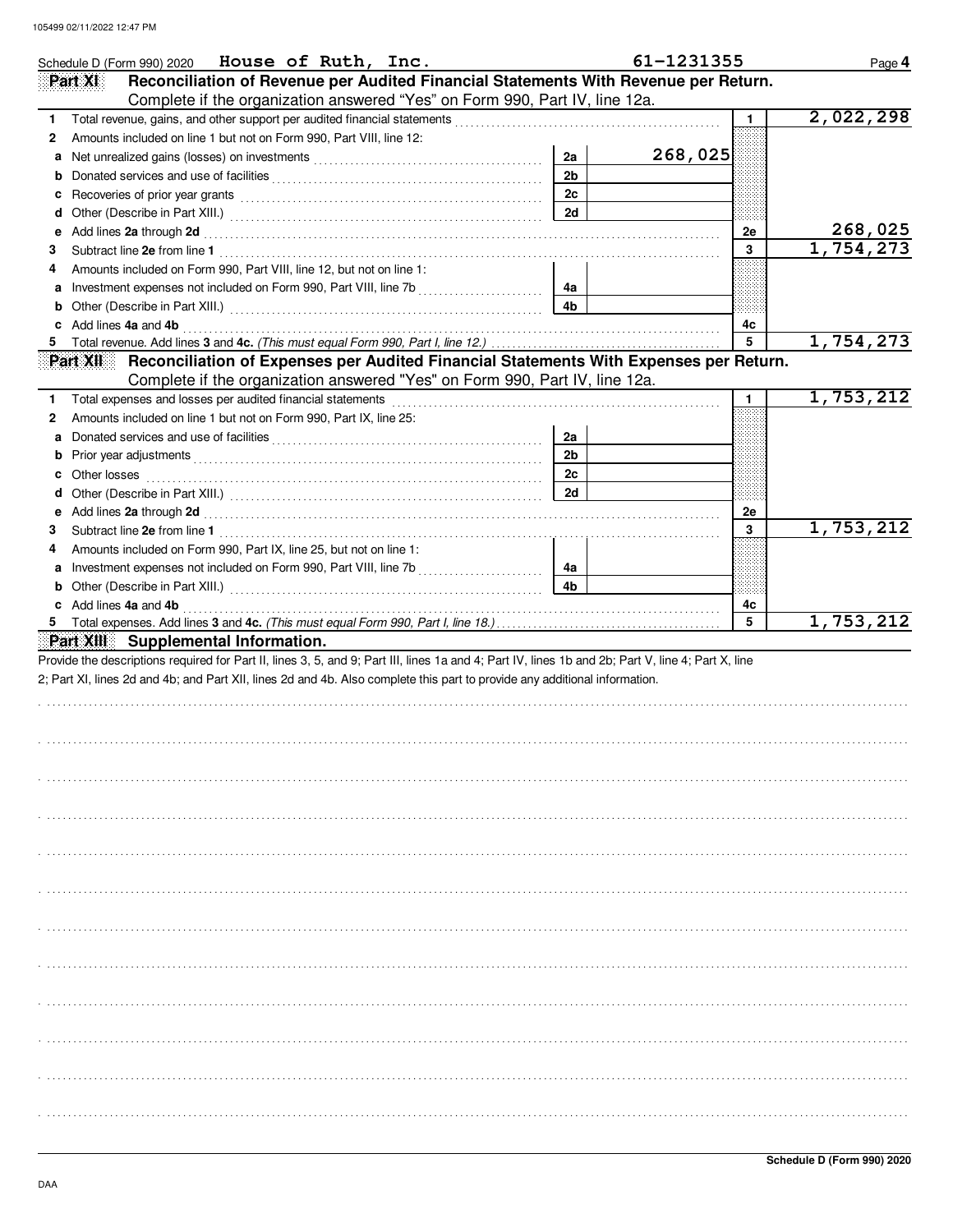Schedule D (Form 990) 2020 House of Ruth, Inc. 61-1231355

## Part XI Reconciliation of Revenue per Audited Financial Statements With Revenue per Return.

Complete if the organization answered "Yes" on Form 990, Part IV, line 12a.

| | | | | | |
|---|---|---|---|---|---|
| 1 | Total revenue, gains, and other support per audited financial statements | | | 1 | 2,022,298 |
| 2 | Amounts included on line 1 but not on Form 990, Part VIII, line 12: | | | | |
| a | Net unrealized gains (losses) on investments | 2a | 268,025 | | |
| b | Donated services and use of facilities | 2b | | | |
| c | Recoveries of prior year grants | 2c | | | |
| d | Other (Describe in Part XIII.) | 2d | | | |
| e | Add lines **2a** through **2d** | | | 2e | 268,025 |
| 3 | Subtract line **2e** from line **1** | | | 3 | 1,754,273 |
| 4 | Amounts included on Form 990, Part VIII, line 12, but not on line 1: | | | | |
| a | Investment expenses not included on Form 990, Part VIII, line 7b | 4a | | | |
| b | Other (Describe in Part XIII.) | 4b | | | |
| c | Add lines **4a** and **4b** | | | 4c | |
| 5 | Total revenue. Add lines **3** and **4c.** *(This must equal Form 990, Part I, line 12.)* | | | 5 | 1,754,273 |

## Part XII Reconciliation of Expenses per Audited Financial Statements With Expenses per Return.

Complete if the organization answered "Yes" on Form 990, Part IV, line 12a.

| | | | | | |
|---|---|---|---|---|---|
| 1 | Total expenses and losses per audited financial statements | | | 1 | 1,753,212 |
| 2 | Amounts included on line 1 but not on Form 990, Part IX, line 25: | | | | |
| a | Donated services and use of facilities | 2a | | | |
| b | Prior year adjustments | 2b | | | |
| c | Other losses | 2c | | | |
| d | Other (Describe in Part XIII.) | 2d | | | |
| e | Add lines **2a** through **2d** | | | 2e | |
| 3 | Subtract line **2e** from line **1** | | | 3 | 1,753,212 |
| 4 | Amounts included on Form 990, Part IX, line 25, but not on line 1: | | | | |
| a | Investment expenses not included on Form 990, Part VIII, line 7b | 4a | | | |
| b | Other (Describe in Part XIII.) | 4b | | | |
| c | Add lines **4a** and **4b** | | | 4c | |
| 5 | Total expenses. Add lines **3** and **4c.** *(This must equal Form 990, Part I, line 18.)* | | | 5 | 1,753,212 |

## Part XIII Supplemental Information.

Provide the descriptions required for Part II, lines 3, 5, and 9; Part III, lines 1a and 4; Part IV, lines 1b and 2b; Part V, line 4; Part X, line 2; Part XI, lines 2d and 4b; and Part XII, lines 2d and 4b. Also complete this part to provide any additional information.

Schedule D (Form 990) 2020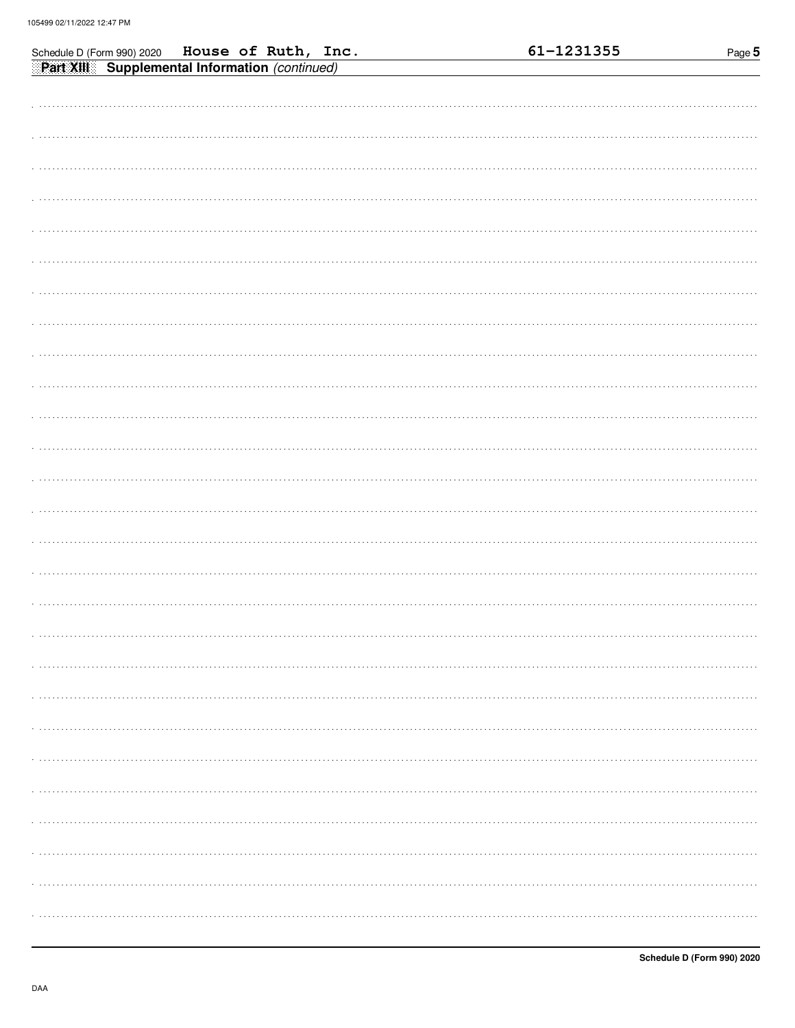Schedule D (Form 990) 2020 House of Ruth, Inc. 61-1231355

**Part XIII Supplemental Information** *(continued)*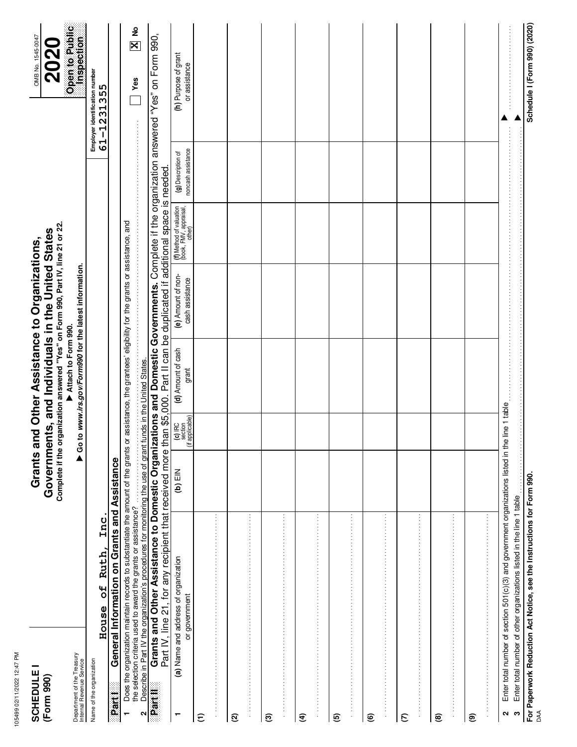# SCHEDULE I (Form 990)

Department of the Treasury
Internal Revenue Service

## Grants and Other Assistance to Organizations, Governments, and Individuals in the United States

**Complete if the organization answered "Yes" on Form 990, Part IV, line 21 or 22.**

▶ **Attach to Form 990.**

▶ **Go to *www.irs.gov/Form990* for the latest information.**

OMB No. 1545-0047

**2020**

**Open to Public Inspection**

Name of the organization: House of Ruth, Inc.

Employer identification number: 61-1231355

**Part I — General Information on Grants and Assistance**

1 Does the organization maintain records to substantiate the amount of the grants or assistance, the grantees' eligibility for the grants or assistance, and the selection criteria used to award the grants or assistance? ☐ Yes ☒ No

2 Describe in Part IV the organization's procedures for monitoring the use of grant funds in the United States.

**Part II — Grants and Other Assistance to Domestic Organizations and Domestic Governments.** Complete if the organization answered "Yes" on Form 990, Part IV, line 21, for any recipient that received more than $5,000. Part II can be duplicated if additional space is needed.

| 1 (a) Name and address of organization or government | (b) EIN | (c) IRC section (if applicable) | (d) Amount of cash grant | (e) Amount of non-cash assistance | (f) Method of valuation (book, FMV, appraisal, other) | (g) Description of noncash assistance | (h) Purpose of grant or assistance |
|---|---|---|---|---|---|---|---|
| (1) | | | | | | | |
| (2) | | | | | | | |
| (3) | | | | | | | |
| (4) | | | | | | | |
| (5) | | | | | | | |
| (6) | | | | | | | |
| (7) | | | | | | | |
| (8) | | | | | | | |
| (9) | | | | | | | |

2 Enter total number of section 501(c)(3) and government organizations listed in the line 1 table ▶

3 Enter total number of other organizations listed in the line 1 table ▶

**For Paperwork Reduction Act Notice, see the Instructions for Form 990.**

DAA

**Schedule I (Form 990) (2020)**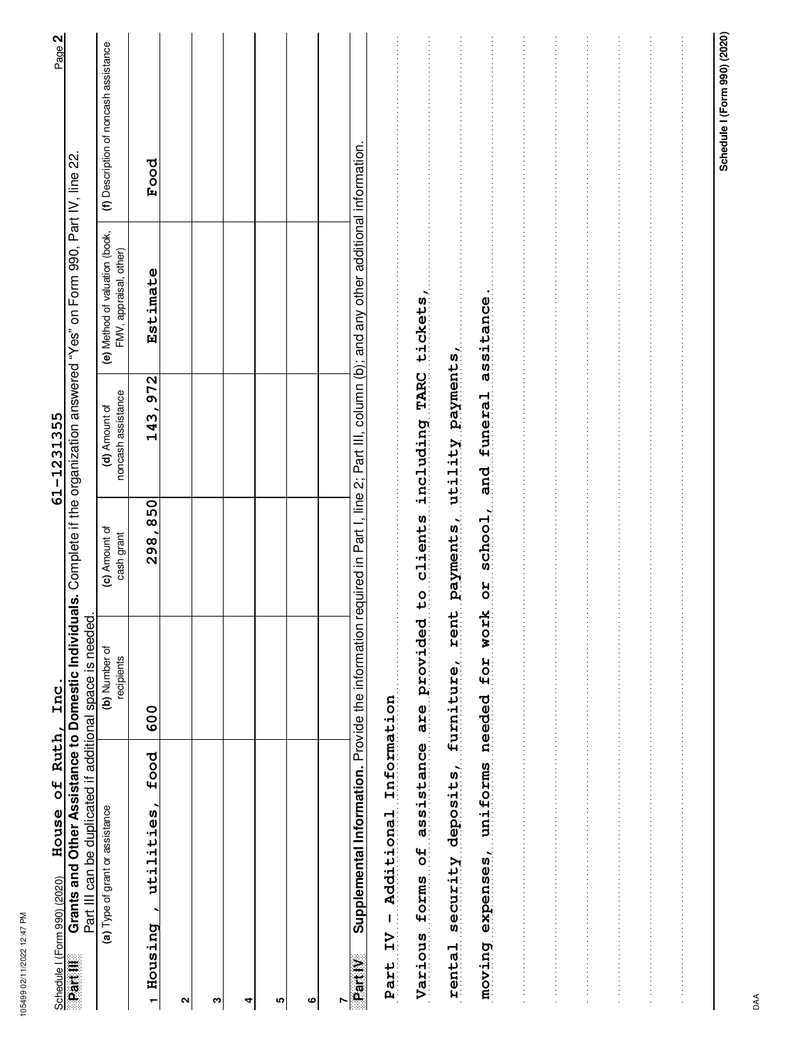Schedule I (Form 990) (2020) House of Ruth, Inc. 61-1231355

**Part III** **Grants and Other Assistance to Domestic Individuals.** Complete if the organization answered "Yes" on Form 990, Part IV, line 22. Part III can be duplicated if additional space is needed.

| (a) Type of grant or assistance | (b) Number of recipients | (c) Amount of cash grant | (d) Amount of noncash assistance | (e) Method of valuation (book, FMV, appraisal, other) | (f) Description of noncash assistance |
|---|---|---|---|---|---|
| 1 Housing , utilities, food | 600 | 298,850 | 143,972 | Estimate | Food |
| 2 | | | | | |
| 3 | | | | | |
| 4 | | | | | |
| 5 | | | | | |
| 6 | | | | | |
| 7 | | | | | |

**Part IV** **Supplemental Information.** Provide the information required in Part I, line 2; Part III, column (b); and any other additional information.

Part IV - Additional Information

Various forms of assistance are provided to clients including TARC tickets, rental security deposits, furniture, rent payments, utility payments, moving expenses, uniforms needed for work or school, and funeral assitance.

Schedule I (Form 990) (2020)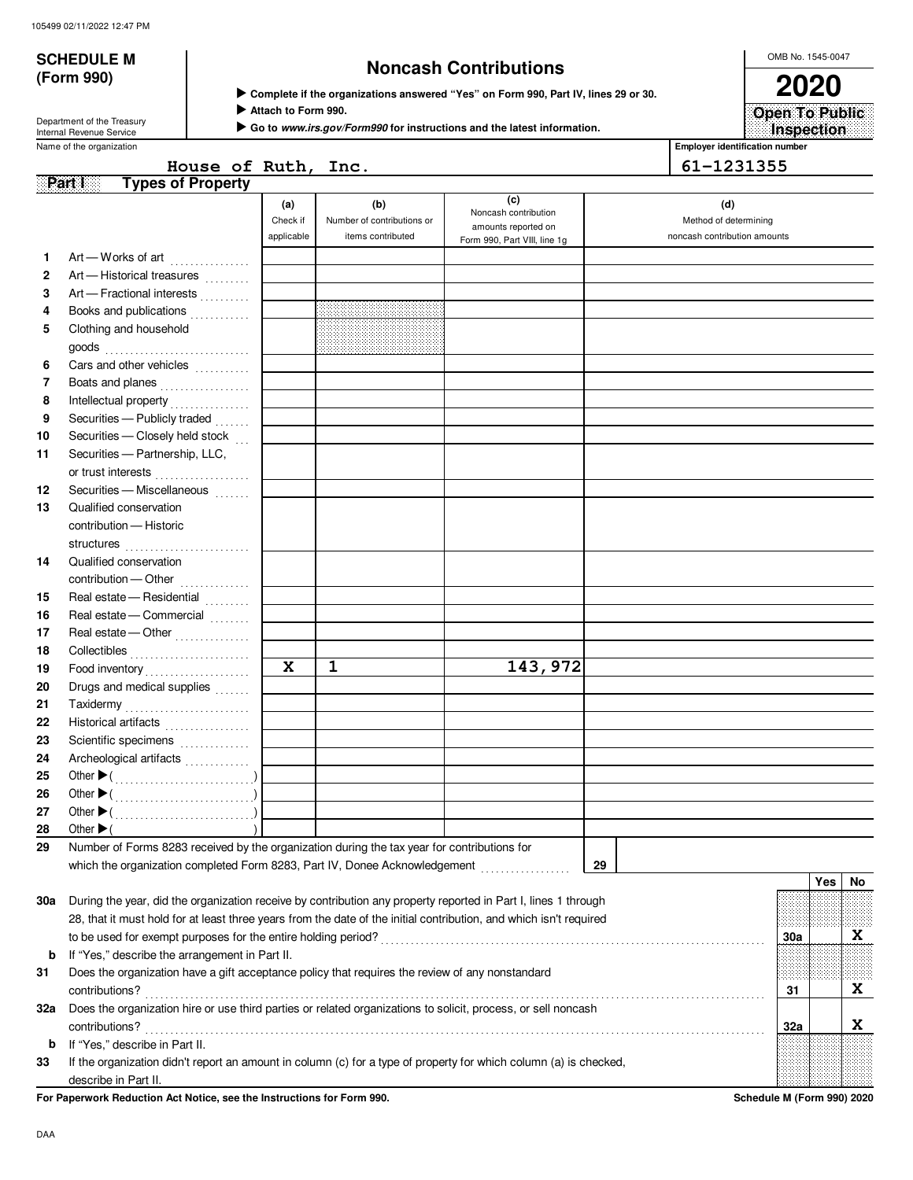105499 02/11/2022 12:47 PM

# SCHEDULE M (Form 990)

Department of the Treasury
Internal Revenue Service

## Noncash Contributions

▶ Complete if the organizations answered "Yes" on Form 990, Part IV, lines 29 or 30.
▶ Attach to Form 990.
▶ Go to *www.irs.gov/Form990* for instructions and the latest information.

OMB No. 1545-0047

**2020**

**Open To Public Inspection**

Name of the organization: House of Ruth, Inc.

Employer identification number: 61-1231355

**Part I — Types of Property**

| | | (a) Check if applicable | (b) Number of contributions or items contributed | (c) Noncash contribution amounts reported on Form 990, Part VIII, line 1g | (d) Method of determining noncash contribution amounts |
|---|---|---|---|---|---|
| 1 | Art — Works of art | | | | |
| 2 | Art — Historical treasures | | | | |
| 3 | Art — Fractional interests | | | | |
| 4 | Books and publications | | | | |
| 5 | Clothing and household goods | | | | |
| 6 | Cars and other vehicles | | | | |
| 7 | Boats and planes | | | | |
| 8 | Intellectual property | | | | |
| 9 | Securities — Publicly traded | | | | |
| 10 | Securities — Closely held stock | | | | |
| 11 | Securities — Partnership, LLC, or trust interests | | | | |
| 12 | Securities — Miscellaneous | | | | |
| 13 | Qualified conservation contribution — Historic structures | | | | |
| 14 | Qualified conservation contribution — Other | | | | |
| 15 | Real estate — Residential | | | | |
| 16 | Real estate — Commercial | | | | |
| 17 | Real estate — Other | | | | |
| 18 | Collectibles | | | | |
| 19 | Food inventory | X | 1 | 143,972 | |
| 20 | Drugs and medical supplies | | | | |
| 21 | Taxidermy | | | | |
| 22 | Historical artifacts | | | | |
| 23 | Scientific specimens | | | | |
| 24 | Archeological artifacts | | | | |
| 25 | Other ▶ ( ) | | | | |
| 26 | Other ▶ ( ) | | | | |
| 27 | Other ▶ ( ) | | | | |
| 28 | Other ▶ ( ) | | | | |

**29** Number of Forms 8283 received by the organization during the tax year for contributions for which the organization completed Form 8283, Part IV, Donee Acknowledgement ..... **29**

| | | | Yes | No |
|---|---|---|---|---|
| **30a** | During the year, did the organization receive by contribution any property reported in Part I, lines 1 through 28, that it must hold for at least three years from the date of the initial contribution, and which isn't required to be used for exempt purposes for the entire holding period? | 30a | | X |
| **b** | If "Yes," describe the arrangement in Part II. | | | |
| **31** | Does the organization have a gift acceptance policy that requires the review of any nonstandard contributions? | 31 | | X |
| **32a** | Does the organization hire or use third parties or related organizations to solicit, process, or sell noncash contributions? | 32a | | X |
| **b** | If "Yes," describe in Part II. | | | |
| **33** | If the organization didn't report an amount in column (c) for a type of property for which column (a) is checked, describe in Part II. | | | |

**For Paperwork Reduction Act Notice, see the Instructions for Form 990.** **Schedule M (Form 990) 2020**

DAA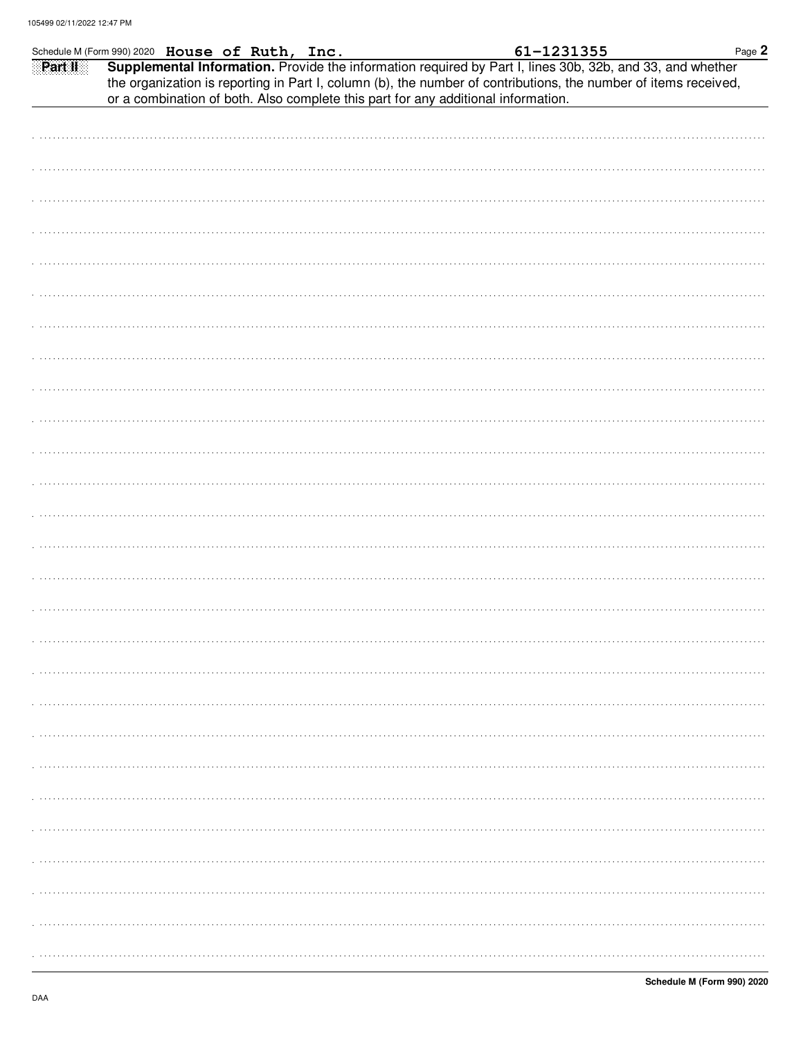Schedule M (Form 990) 2020 **House of Ruth, Inc.** **61-1231355**

**Part II** **Supplemental Information.** Provide the information required by Part I, lines 30b, 32b, and 33, and whether the organization is reporting in Part I, column (b), the number of contributions, the number of items received, or a combination of both. Also complete this part for any additional information.

**Schedule M (Form 990) 2020**

DAA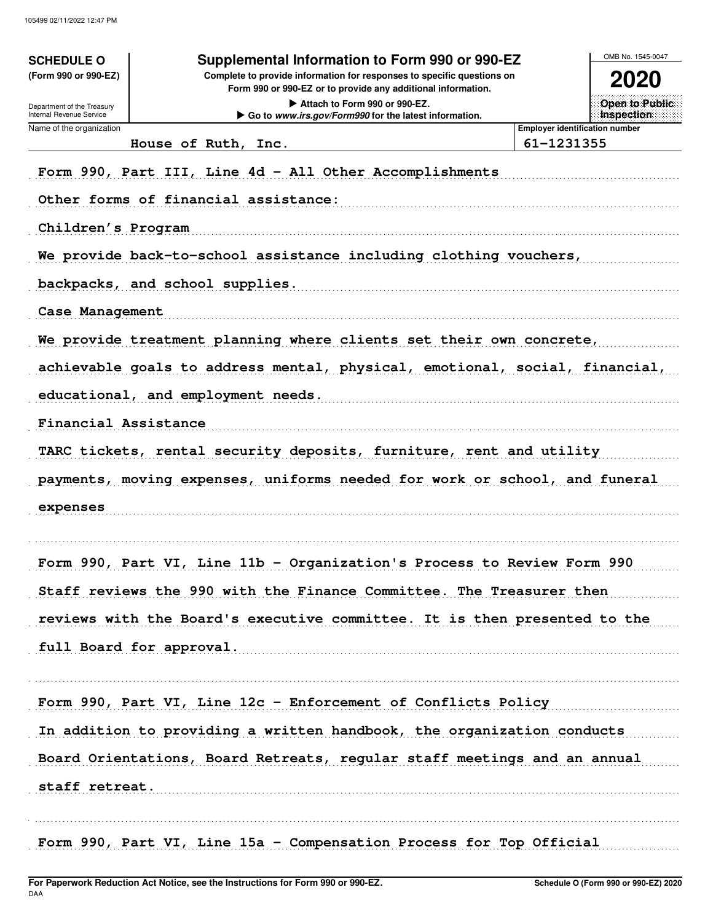105499 02/11/2022 12:47 PM

**SCHEDULE O**
**(Form 990 or 990-EZ)**

Department of the Treasury
Internal Revenue Service

# Supplemental Information to Form 990 or 990-EZ

**Complete to provide information for responses to specific questions on Form 990 or 990-EZ or to provide any additional information.**

▶ Attach to Form 990 or 990-EZ.
▶ Go to *www.irs.gov/Form990* for the latest information.

OMB No. 1545-0047

**2020**

**Open to Public Inspection**

| Name of the organization | Employer identification number |
|---|---|
| House of Ruth, Inc. | 61-1231355 |

Form 990, Part III, Line 4d - All Other Accomplishments

Other forms of financial assistance:

Children's Program

We provide back-to-school assistance including clothing vouchers, backpacks, and school supplies.

Case Management

We provide treatment planning where clients set their own concrete, achievable goals to address mental, physical, emotional, social, financial, educational, and employment needs.

Financial Assistance

TARC tickets, rental security deposits, furniture, rent and utility payments, moving expenses, uniforms needed for work or school, and funeral expenses

Form 990, Part VI, Line 11b - Organization's Process to Review Form 990

Staff reviews the 990 with the Finance Committee. The Treasurer then reviews with the Board's executive committee. It is then presented to the full Board for approval.

Form 990, Part VI, Line 12c - Enforcement of Conflicts Policy

In addition to providing a written handbook, the organization conducts Board Orientations, Board Retreats, regular staff meetings and an annual staff retreat.

Form 990, Part VI, Line 15a - Compensation Process for Top Official

**For Paperwork Reduction Act Notice, see the Instructions for Form 990 or 990-EZ.**
DAA

**Schedule O (Form 990 or 990-EZ) 2020**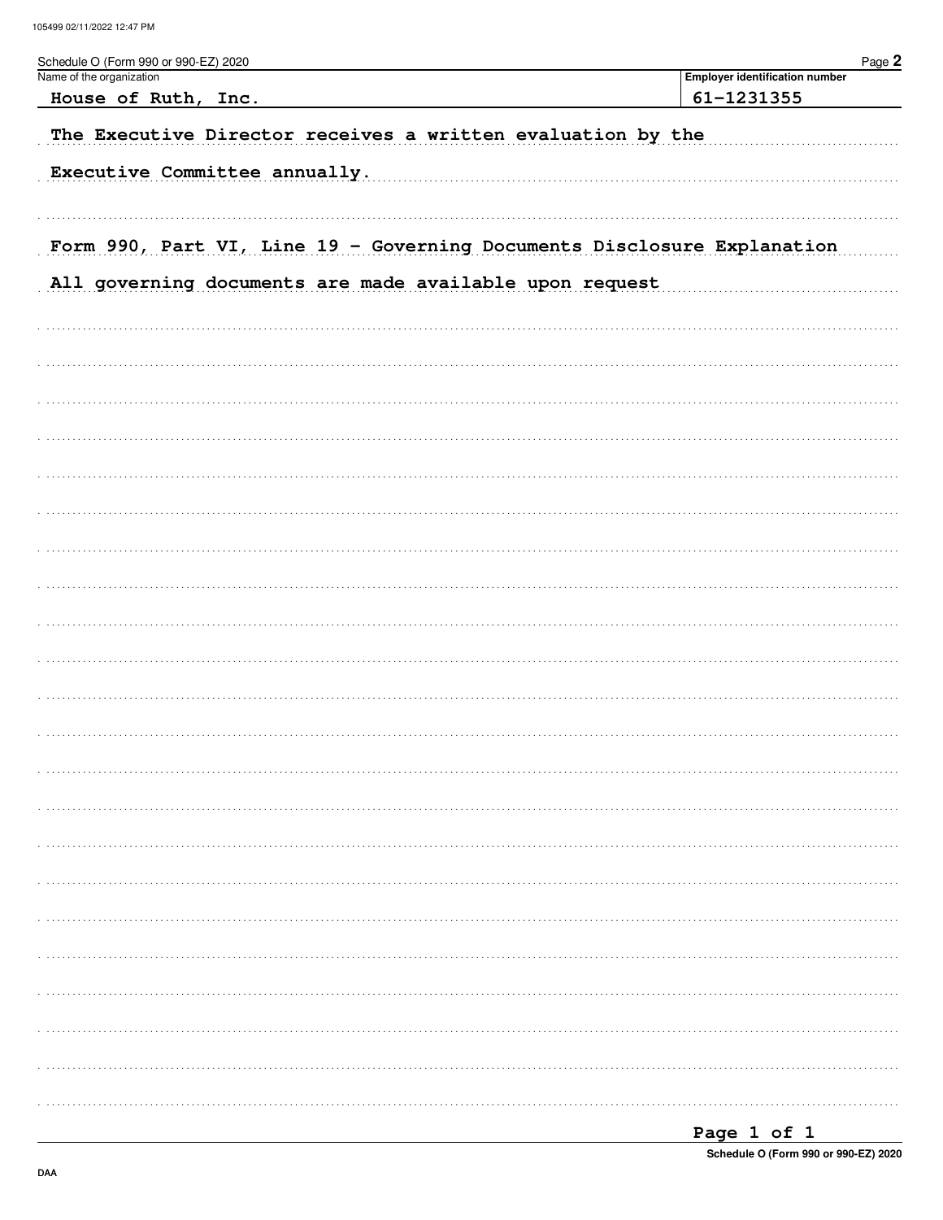Schedule O (Form 990 or 990-EZ) 2020

| Name of the organization | Employer identification number |
| --- | --- |
| House of Ruth, Inc. | 61-1231355 |

The Executive Director receives a written evaluation by the Executive Committee annually.

Form 990, Part VI, Line 19 - Governing Documents Disclosure Explanation

All governing documents are made available upon request